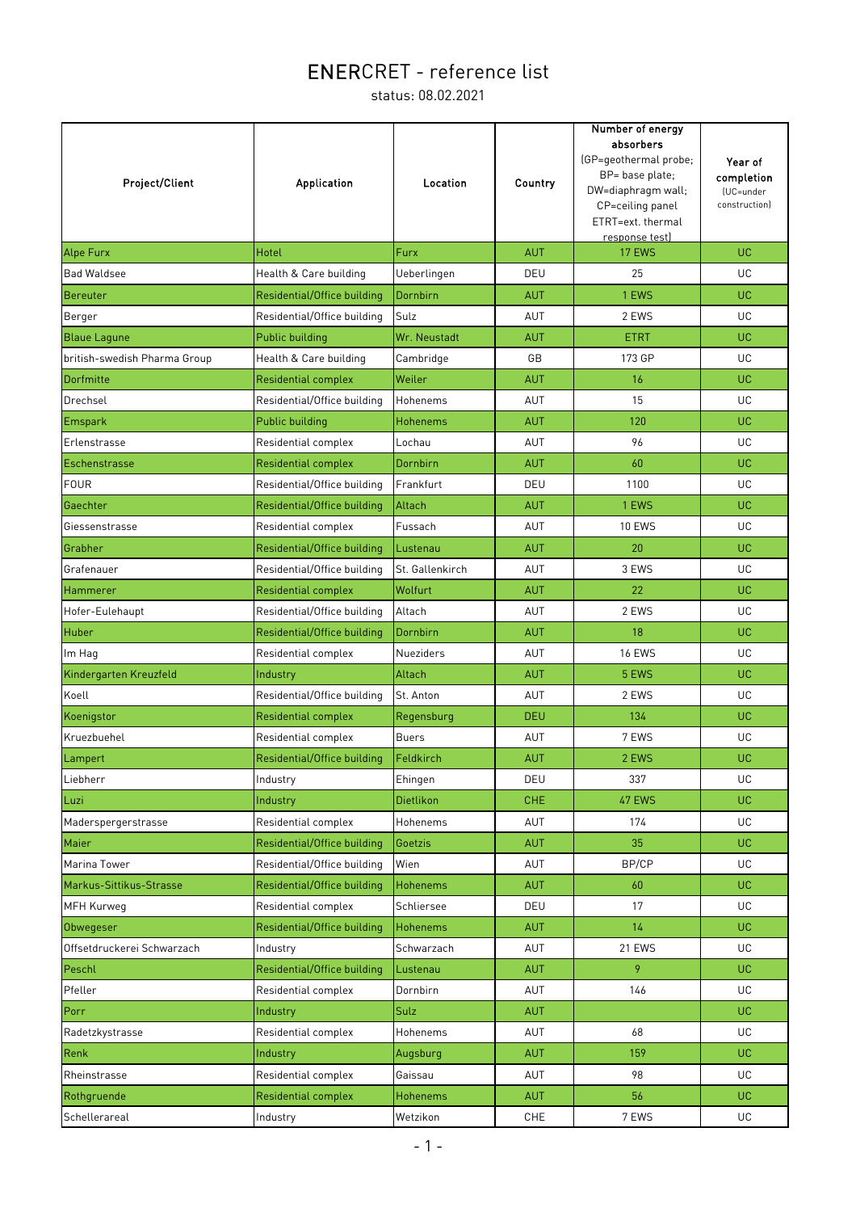# ENERCRET - reference list

status: 08.02.2021

| Project/Client | Application | Location | Country | Number of energy absorbers (GP=geothermal probe; BP= base plate; DW=diaphragm wall; CP=ceiling panel ETRT=ext. thermal response test) | Year of completion (UC=under construction) |
|---|---|---|---|---|---|
| Alpe Furx | Hotel | Furx | AUT | 17 EWS | UC |
| Bad Waldsee | Health & Care building | Ueberlingen | DEU | 25 | UC |
| Bereuter | Residential/Office building | Dornbirn | AUT | 1 EWS | UC |
| Berger | Residential/Office building | Sulz | AUT | 2 EWS | UC |
| Blaue Lagune | Public building | Wr. Neustadt | AUT | ETRT | UC |
| british-swedish Pharma Group | Health & Care building | Cambridge | GB | 173 GP | UC |
| Dorfmitte | Residential complex | Weiler | AUT | 16 | UC |
| Drechsel | Residential/Office building | Hohenems | AUT | 15 | UC |
| Emspark | Public building | Hohenems | AUT | 120 | UC |
| Erlenstrasse | Residential complex | Lochau | AUT | 96 | UC |
| Eschenstrasse | Residential complex | Dornbirn | AUT | 60 | UC |
| FOUR | Residential/Office building | Frankfurt | DEU | 1100 | UC |
| Gaechter | Residential/Office building | Altach | AUT | 1 EWS | UC |
| Giessenstrasse | Residential complex | Fussach | AUT | 10 EWS | UC |
| Grabher | Residential/Office building | Lustenau | AUT | 20 | UC |
| Grafenauer | Residential/Office building | St. Gallenkirch | AUT | 3 EWS | UC |
| Hammerer | Residential complex | Wolfurt | AUT | 22 | UC |
| Hofer-Eulehaupt | Residential/Office building | Altach | AUT | 2 EWS | UC |
| Huber | Residential/Office building | Dornbirn | AUT | 18 | UC |
| Im Hag | Residential complex | Nueziders | AUT | 16 EWS | UC |
| Kindergarten Kreuzfeld | Industry | Altach | AUT | 5 EWS | UC |
| Koell | Residential/Office building | St. Anton | AUT | 2 EWS | UC |
| Koenigstor | Residential complex | Regensburg | DEU | 134 | UC |
| Kruezbuehel | Residential complex | Buers | AUT | 7 EWS | UC |
| Lampert | Residential/Office building | Feldkirch | AUT | 2 EWS | UC |
| Liebherr | Industry | Ehingen | DEU | 337 | UC |
| Luzi | Industry | Dietlikon | CHE | 47 EWS | UC |
| Maderspergerstrasse | Residential complex | Hohenems | AUT | 174 | UC |
| Maier | Residential/Office building | Goetzis | AUT | 35 | UC |
| Marina Tower | Residential/Office building | Wien | AUT | BP/CP | UC |
| Markus-Sittikus-Strasse | Residential/Office building | Hohenems | AUT | 60 | UC |
| MFH Kurweg | Residential complex | Schliersee | DEU | 17 | UC |
| Obwegeser | Residential/Office building | Hohenems | AUT | 14 | UC |
| Offsetdruckerei Schwarzach | Industry | Schwarzach | AUT | 21 EWS | UC |
| Peschl | Residential/Office building | Lustenau | AUT | 9 | UC |
| Pfeller | Residential complex | Dornbirn | AUT | 146 | UC |
| Porr | Industry | Sulz | AUT | | UC |
| Radetzkystrasse | Residential complex | Hohenems | AUT | 68 | UC |
| Renk | Industry | Augsburg | AUT | 159 | UC |
| Rheinstrasse | Residential complex | Gaissau | AUT | 98 | UC |
| Rothgruende | Residential complex | Hohenems | AUT | 56 | UC |
| Schellerareal | Industry | Wetzikon | CHE | 7 EWS | UC |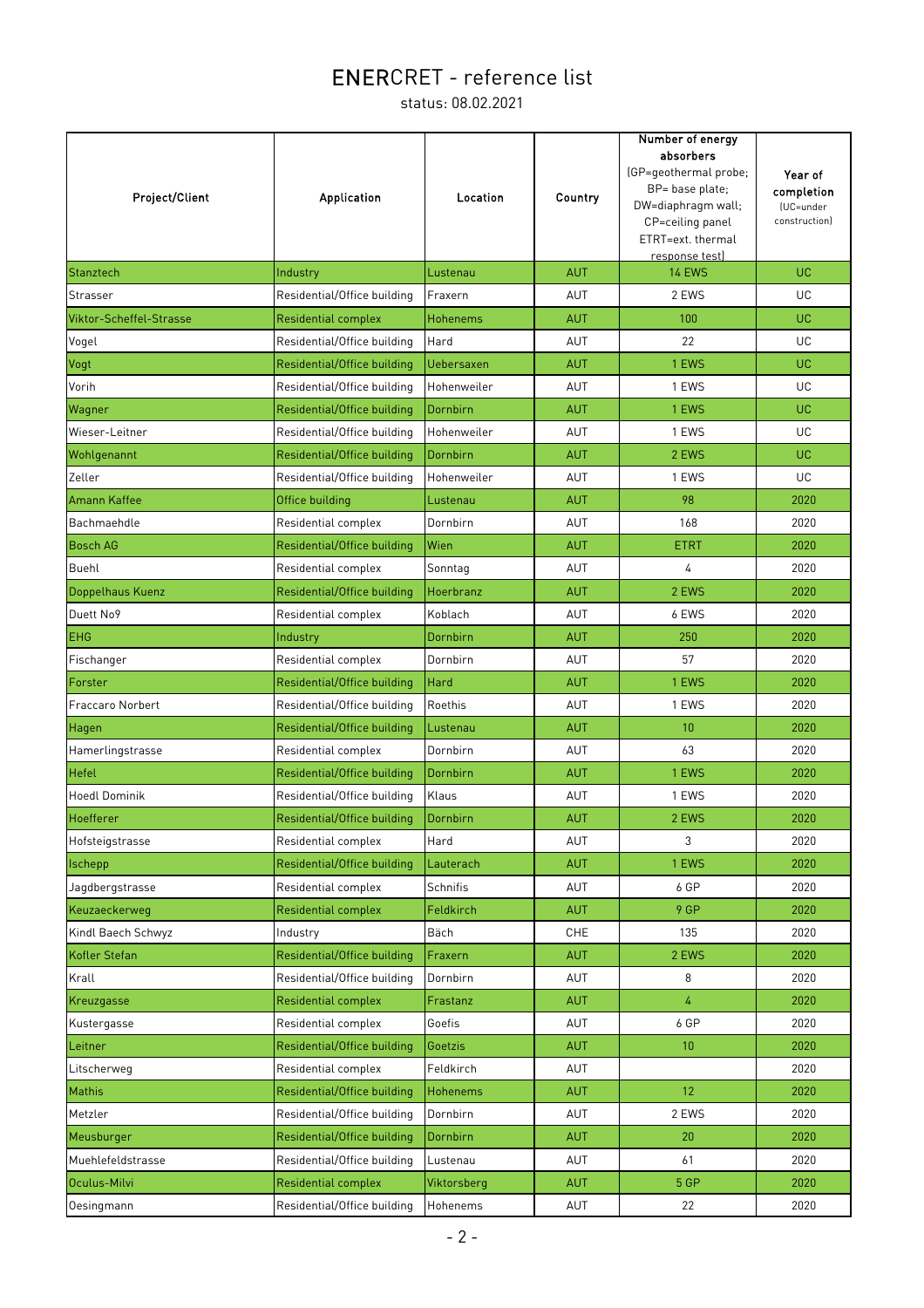# ENERCRET - reference list

status: 08.02.2021

| Project/Client | Application | Location | Country | Number of energy absorbers (GP=geothermal probe; BP= base plate; DW=diaphragm wall; CP=ceiling panel ETRT=ext. thermal response test) | Year of completion (UC=under construction) |
|---|---|---|---|---|---|
| Stanztech | Industry | Lustenau | AUT | 14 EWS | UC |
| Strasser | Residential/Office building | Fraxern | AUT | 2 EWS | UC |
| Viktor-Scheffel-Strasse | Residential complex | Hohenems | AUT | 100 | UC |
| Vogel | Residential/Office building | Hard | AUT | 22 | UC |
| Vogt | Residential/Office building | Uebersaxen | AUT | 1 EWS | UC |
| Vorih | Residential/Office building | Hohenweiler | AUT | 1 EWS | UC |
| Wagner | Residential/Office building | Dornbirn | AUT | 1 EWS | UC |
| Wieser-Leitner | Residential/Office building | Hohenweiler | AUT | 1 EWS | UC |
| Wohlgenannt | Residential/Office building | Dornbirn | AUT | 2 EWS | UC |
| Zeller | Residential/Office building | Hohenweiler | AUT | 1 EWS | UC |
| Amann Kaffee | Office building | Lustenau | AUT | 98 | 2020 |
| Bachmaehdle | Residential complex | Dornbirn | AUT | 168 | 2020 |
| Bosch AG | Residential/Office building | Wien | AUT | ETRT | 2020 |
| Buehl | Residential complex | Sonntag | AUT | 4 | 2020 |
| Doppelhaus Kuenz | Residential/Office building | Hoerbranz | AUT | 2 EWS | 2020 |
| Duett No9 | Residential complex | Koblach | AUT | 6 EWS | 2020 |
| EHG | Industry | Dornbirn | AUT | 250 | 2020 |
| Fischanger | Residential complex | Dornbirn | AUT | 57 | 2020 |
| Forster | Residential/Office building | Hard | AUT | 1 EWS | 2020 |
| Fraccaro Norbert | Residential/Office building | Roethis | AUT | 1 EWS | 2020 |
| Hagen | Residential/Office building | Lustenau | AUT | 10 | 2020 |
| Hamerlingstrasse | Residential complex | Dornbirn | AUT | 63 | 2020 |
| Hefel | Residential/Office building | Dornbirn | AUT | 1 EWS | 2020 |
| Hoedl Dominik | Residential/Office building | Klaus | AUT | 1 EWS | 2020 |
| Hoefferer | Residential/Office building | Dornbirn | AUT | 2 EWS | 2020 |
| Hofsteigstrasse | Residential complex | Hard | AUT | 3 | 2020 |
| Ischepp | Residential/Office building | Lauterach | AUT | 1 EWS | 2020 |
| Jagdbergstrasse | Residential complex | Schnifis | AUT | 6 GP | 2020 |
| Keuzaeckerweg | Residential complex | Feldkirch | AUT | 9 GP | 2020 |
| Kindl Baech Schwyz | Industry | Bäch | CHE | 135 | 2020 |
| Kofler Stefan | Residential/Office building | Fraxern | AUT | 2 EWS | 2020 |
| Krall | Residential/Office building | Dornbirn | AUT | 8 | 2020 |
| Kreuzgasse | Residential complex | Frastanz | AUT | 4 | 2020 |
| Kustergasse | Residential complex | Goefis | AUT | 6 GP | 2020 |
| Leitner | Residential/Office building | Goetzis | AUT | 10 | 2020 |
| Litscherweg | Residential complex | Feldkirch | AUT | | 2020 |
| Mathis | Residential/Office building | Hohenems | AUT | 12 | 2020 |
| Metzler | Residential/Office building | Dornbirn | AUT | 2 EWS | 2020 |
| Meusburger | Residential/Office building | Dornbirn | AUT | 20 | 2020 |
| Muehlefeldstrasse | Residential/Office building | Lustenau | AUT | 61 | 2020 |
| Oculus-Milvi | Residential complex | Viktorsberg | AUT | 5 GP | 2020 |
| Oesingmann | Residential/Office building | Hohenems | AUT | 22 | 2020 |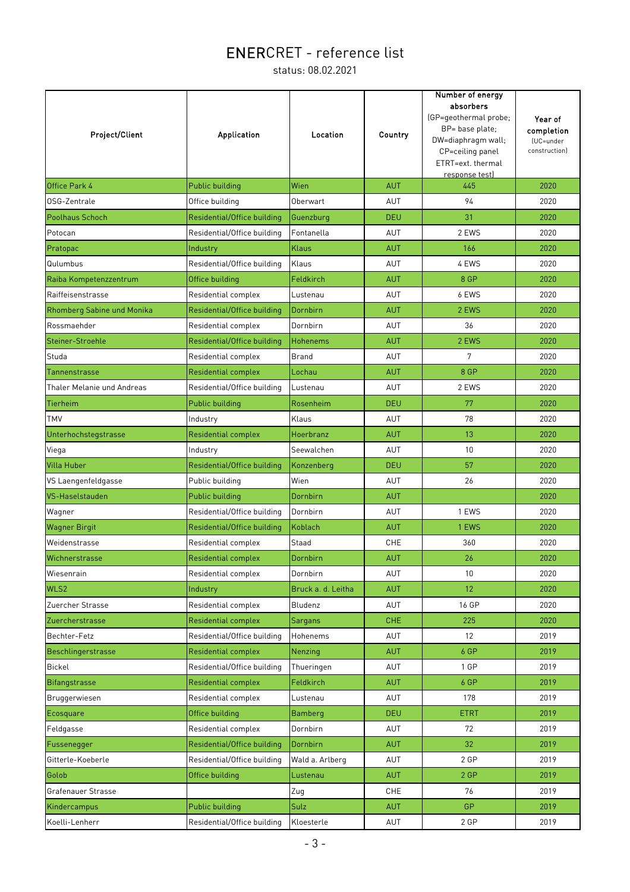# ENERCRET - reference list

status: 08.02.2021

| Project/Client | Application | Location | Country | Number of energy absorbers (GP=geothermal probe; BP= base plate; DW=diaphragm wall; CP=ceiling panel ETRT=ext. thermal response test) | Year of completion (UC=under construction) |
|---|---|---|---|---|---|
| Office Park 4 | Public building | Wien | AUT | 445 | 2020 |
| OSG-Zentrale | Office building | Oberwart | AUT | 94 | 2020 |
| Poolhaus Schoch | Residential/Office building | Guenzburg | DEU | 31 | 2020 |
| Potocan | Residential/Office building | Fontanella | AUT | 2 EWS | 2020 |
| Pratopac | Industry | Klaus | AUT | 166 | 2020 |
| Qulumbus | Residential/Office building | Klaus | AUT | 4 EWS | 2020 |
| Raiba Kompetenzzentrum | Office building | Feldkirch | AUT | 8 GP | 2020 |
| Raiffeisenstrasse | Residential complex | Lustenau | AUT | 6 EWS | 2020 |
| Rhomberg Sabine und Monika | Residential/Office building | Dornbirn | AUT | 2 EWS | 2020 |
| Rossmaehder | Residential complex | Dornbirn | AUT | 36 | 2020 |
| Steiner-Stroehle | Residential/Office building | Hohenems | AUT | 2 EWS | 2020 |
| Studa | Residential complex | Brand | AUT | 7 | 2020 |
| Tannenstrasse | Residential complex | Lochau | AUT | 8 GP | 2020 |
| Thaler Melanie und Andreas | Residential/Office building | Lustenau | AUT | 2 EWS | 2020 |
| Tierheim | Public building | Rosenheim | DEU | 77 | 2020 |
| TMV | Industry | Klaus | AUT | 78 | 2020 |
| Unterhochstegstrasse | Residential complex | Hoerbranz | AUT | 13 | 2020 |
| Viega | Industry | Seewalchen | AUT | 10 | 2020 |
| Villa Huber | Residential/Office building | Konzenberg | DEU | 57 | 2020 |
| VS Laengenfeldgasse | Public building | Wien | AUT | 26 | 2020 |
| VS-Haselstauden | Public building | Dornbirn | AUT | | 2020 |
| Wagner | Residential/Office building | Dornbirn | AUT | 1 EWS | 2020 |
| Wagner Birgit | Residential/Office building | Koblach | AUT | 1 EWS | 2020 |
| Weidenstrasse | Residential complex | Staad | CHE | 360 | 2020 |
| Wichnerstrasse | Residential complex | Dornbirn | AUT | 26 | 2020 |
| Wiesenrain | Residential complex | Dornbirn | AUT | 10 | 2020 |
| WLS2 | Industry | Bruck a. d. Leitha | AUT | 12 | 2020 |
| Zuercher Strasse | Residential complex | Bludenz | AUT | 16 GP | 2020 |
| Zuercherstrasse | Residential complex | Sargans | CHE | 225 | 2020 |
| Bechter-Fetz | Residential/Office building | Hohenems | AUT | 12 | 2019 |
| Beschlingerstrasse | Residential complex | Nenzing | AUT | 6 GP | 2019 |
| Bickel | Residential/Office building | Thueringen | AUT | 1 GP | 2019 |
| Bifangstrasse | Residential complex | Feldkirch | AUT | 6 GP | 2019 |
| Bruggerwiesen | Residential complex | Lustenau | AUT | 178 | 2019 |
| Ecosquare | Office building | Bamberg | DEU | ETRT | 2019 |
| Feldgasse | Residential complex | Dornbirn | AUT | 72 | 2019 |
| Fussenegger | Residential/Office building | Dornbirn | AUT | 32 | 2019 |
| Gitterle-Koeberle | Residential/Office building | Wald a. Arlberg | AUT | 2 GP | 2019 |
| Golob | Office building | Lustenau | AUT | 2 GP | 2019 |
| Grafenauer Strasse | | Zug | CHE | 76 | 2019 |
| Kindercampus | Public building | Sulz | AUT | GP | 2019 |
| Koelli-Lenherr | Residential/Office building | Kloesterle | AUT | 2 GP | 2019 |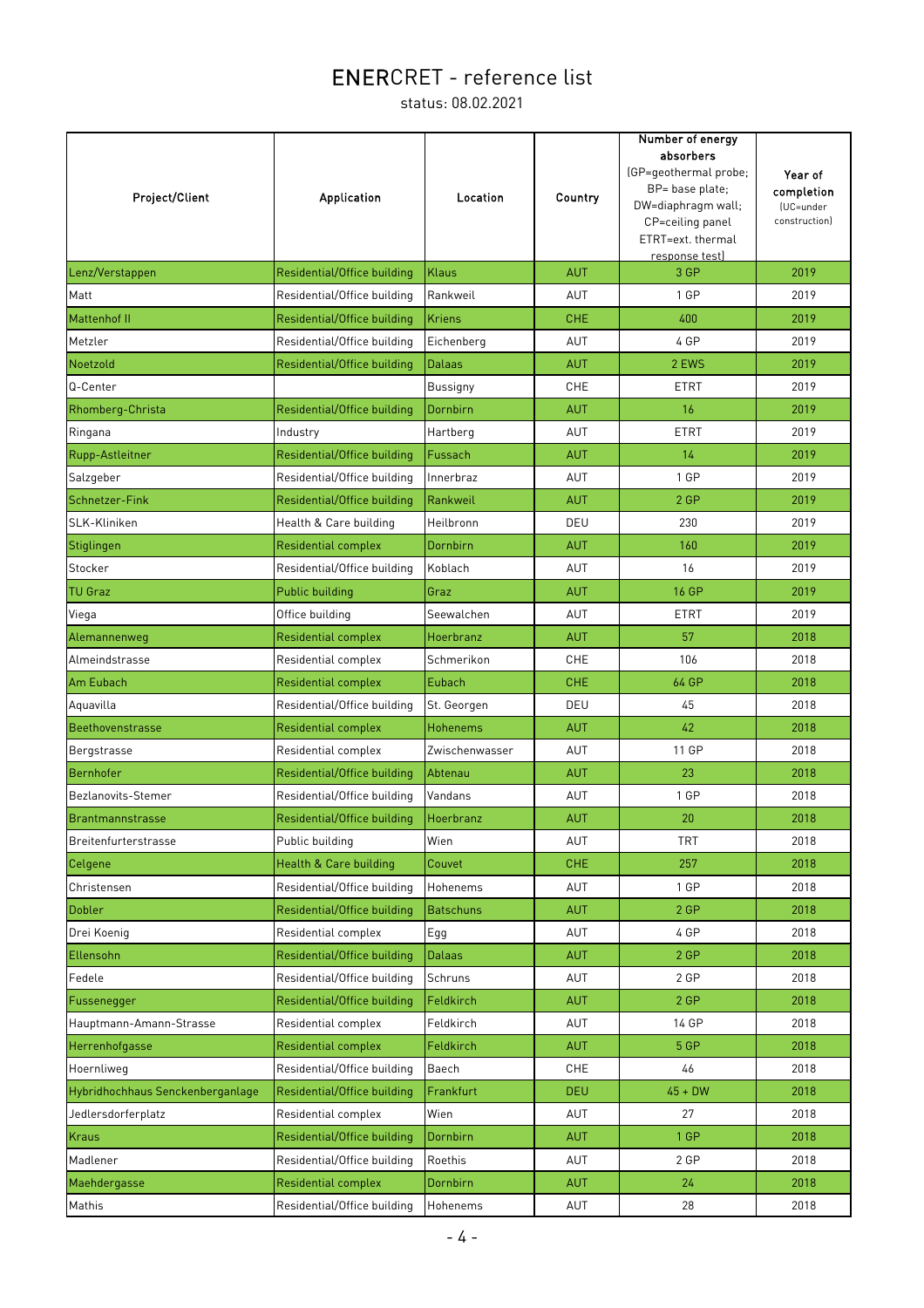# ENERCRET - reference list

status: 08.02.2021

| Project/Client | Application | Location | Country | Number of energy absorbers (GP=geothermal probe; BP= base plate; DW=diaphragm wall; CP=ceiling panel ETRT=ext. thermal response test) | Year of completion (UC=under construction) |
|---|---|---|---|---|---|
| Lenz/Verstappen | Residential/Office building | Klaus | AUT | 3 GP | 2019 |
| Matt | Residential/Office building | Rankweil | AUT | 1 GP | 2019 |
| Mattenhof II | Residential/Office building | Kriens | CHE | 400 | 2019 |
| Metzler | Residential/Office building | Eichenberg | AUT | 4 GP | 2019 |
| Noetzold | Residential/Office building | Dalaas | AUT | 2 EWS | 2019 |
| Q-Center | | Bussigny | CHE | ETRT | 2019 |
| Rhomberg-Christa | Residential/Office building | Dornbirn | AUT | 16 | 2019 |
| Ringana | Industry | Hartberg | AUT | ETRT | 2019 |
| Rupp-Astleitner | Residential/Office building | Fussach | AUT | 14 | 2019 |
| Salzgeber | Residential/Office building | Innerbraz | AUT | 1 GP | 2019 |
| Schnetzer-Fink | Residential/Office building | Rankweil | AUT | 2 GP | 2019 |
| SLK-Kliniken | Health & Care building | Heilbronn | DEU | 230 | 2019 |
| Stiglingen | Residential complex | Dornbirn | AUT | 160 | 2019 |
| Stocker | Residential/Office building | Koblach | AUT | 16 | 2019 |
| TU Graz | Public building | Graz | AUT | 16 GP | 2019 |
| Viega | Office building | Seewalchen | AUT | ETRT | 2019 |
| Alemannenweg | Residential complex | Hoerbranz | AUT | 57 | 2018 |
| Almeindstrasse | Residential complex | Schmerikon | CHE | 106 | 2018 |
| Am Eubach | Residential complex | Eubach | CHE | 64 GP | 2018 |
| Aquavilla | Residential/Office building | St. Georgen | DEU | 45 | 2018 |
| Beethovenstrasse | Residential complex | Hohenems | AUT | 42 | 2018 |
| Bergstrasse | Residential complex | Zwischenwasser | AUT | 11 GP | 2018 |
| Bernhofer | Residential/Office building | Abtenau | AUT | 23 | 2018 |
| Bezlanovits-Stemer | Residential/Office building | Vandans | AUT | 1 GP | 2018 |
| Brantmannstrasse | Residential/Office building | Hoerbranz | AUT | 20 | 2018 |
| Breitenfurterstrasse | Public building | Wien | AUT | TRT | 2018 |
| Celgene | Health & Care building | Couvet | CHE | 257 | 2018 |
| Christensen | Residential/Office building | Hohenems | AUT | 1 GP | 2018 |
| Dobler | Residential/Office building | Batschuns | AUT | 2 GP | 2018 |
| Drei Koenig | Residential complex | Egg | AUT | 4 GP | 2018 |
| Ellensohn | Residential/Office building | Dalaas | AUT | 2 GP | 2018 |
| Fedele | Residential/Office building | Schruns | AUT | 2 GP | 2018 |
| Fussenegger | Residential/Office building | Feldkirch | AUT | 2 GP | 2018 |
| Hauptmann-Amann-Strasse | Residential complex | Feldkirch | AUT | 14 GP | 2018 |
| Herrenhofgasse | Residential complex | Feldkirch | AUT | 5 GP | 2018 |
| Hoernliweg | Residential/Office building | Baech | CHE | 46 | 2018 |
| Hybridhochhaus Senckenberganlage | Residential/Office building | Frankfurt | DEU | 45 + DW | 2018 |
| Jedlersdorferplatz | Residential complex | Wien | AUT | 27 | 2018 |
| Kraus | Residential/Office building | Dornbirn | AUT | 1 GP | 2018 |
| Madlener | Residential/Office building | Roethis | AUT | 2 GP | 2018 |
| Maehdergasse | Residential complex | Dornbirn | AUT | 24 | 2018 |
| Mathis | Residential/Office building | Hohenems | AUT | 28 | 2018 |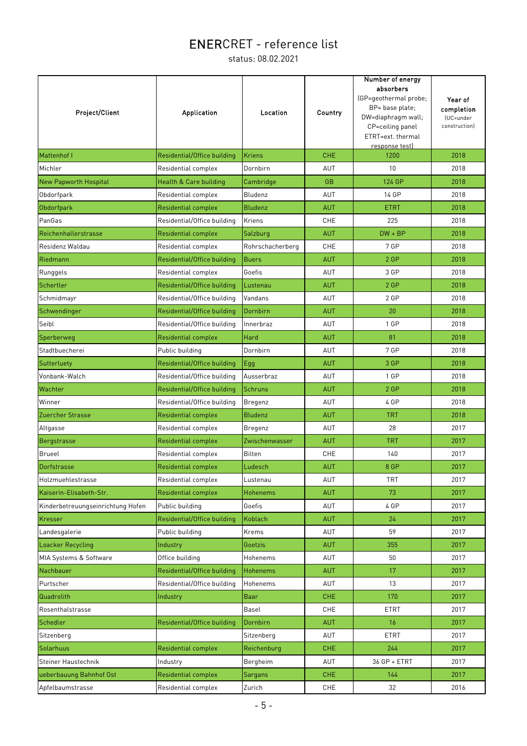# ENERCRET - reference list

status: 08.02.2021

| Project/Client | Application | Location | Country | Number of energy absorbers (GP=geothermal probe; BP= base plate; DW=diaphragm wall; CP=ceiling panel ETRT=ext. thermal response test) | Year of completion (UC=under construction) |
|---|---|---|---|---|---|
| Mattenhof I | Residential/Office building | Kriens | CHE | 1200 | 2018 |
| Michler | Residential complex | Dornbirn | AUT | 10 | 2018 |
| New Papworth Hospital | Health & Care building | Cambridge | GB | 124 GP | 2018 |
| Obdorfpark | Residential complex | Bludenz | AUT | 14 GP | 2018 |
| Obdorfpark | Residential complex | Bludenz | AUT | ETRT | 2018 |
| PanGas | Residential/Office building | Kriens | CHE | 225 | 2018 |
| Reichenhallerstrasse | Residential complex | Salzburg | AUT | DW + BP | 2018 |
| Residenz Waldau | Residential complex | Rohrschacherberg | CHE | 7 GP | 2018 |
| Riedmann | Residential/Office building | Buers | AUT | 2 GP | 2018 |
| Runggels | Residential complex | Goefis | AUT | 3 GP | 2018 |
| Schertler | Residential/Office building | Lustenau | AUT | 2 GP | 2018 |
| Schmidmayr | Residential/Office building | Vandans | AUT | 2 GP | 2018 |
| Schwendinger | Residential/Office building | Dornbirn | AUT | 20 | 2018 |
| Seibl | Residential/Office building | Innerbraz | AUT | 1 GP | 2018 |
| Sperberweg | Residential complex | Hard | AUT | 81 | 2018 |
| Stadtbuecherei | Public building | Dornbirn | AUT | 7 GP | 2018 |
| Sutterluety | Residential/Office building | Egg | AUT | 3 GP | 2018 |
| Vonbank-Walch | Residential/Office building | Ausserbraz | AUT | 1 GP | 2018 |
| Wachter | Residential/Office building | Schruns | AUT | 2 GP | 2018 |
| Winner | Residential/Office building | Bregenz | AUT | 4 GP | 2018 |
| Zuercher Strasse | Residential complex | Bludenz | AUT | TRT | 2018 |
| Altgasse | Residential complex | Bregenz | AUT | 28 | 2017 |
| Bergstrasse | Residential complex | Zwischenwasser | AUT | TRT | 2017 |
| Brueel | Residential complex | Bilten | CHE | 140 | 2017 |
| Dorfstrasse | Residential complex | Ludesch | AUT | 8 GP | 2017 |
| Holzmuehlestrasse | Residential complex | Lustenau | AUT | TRT | 2017 |
| Kaiserin-Elisabeth-Str. | Residential complex | Hohenems | AUT | 73 | 2017 |
| Kinderbetreuungseinrichtung Hofen | Public building | Goefis | AUT | 4 GP | 2017 |
| Kresser | Residential/Office building | Koblach | AUT | 24 | 2017 |
| Landesgalerie | Public building | Krems | AUT | 59 | 2017 |
| Loacker Recycling | Industry | Goetzis | AUT | 355 | 2017 |
| MIA Systems & Software | Office building | Hohenems | AUT | 50 | 2017 |
| Nachbauer | Residential/Office building | Hohenems | AUT | 17 | 2017 |
| Purtscher | Residential/Office building | Hohenems | AUT | 13 | 2017 |
| Quadrolith | Industry | Baar | CHE | 170 | 2017 |
| Rosenthalstrasse | | Basel | CHE | ETRT | 2017 |
| Schedler | Residential/Office building | Dornbirn | AUT | 16 | 2017 |
| Sitzenberg | | Sitzenberg | AUT | ETRT | 2017 |
| Solarhuus | Residential complex | Reichenburg | CHE | 244 | 2017 |
| Steiner Haustechnik | Industry | Bergheim | AUT | 36 GP + ETRT | 2017 |
| ueberbauung Bahnhof Ost | Residential complex | Sargans | CHE | 144 | 2017 |
| Apfelbaumstrasse | Residential complex | Zurich | CHE | 32 | 2016 |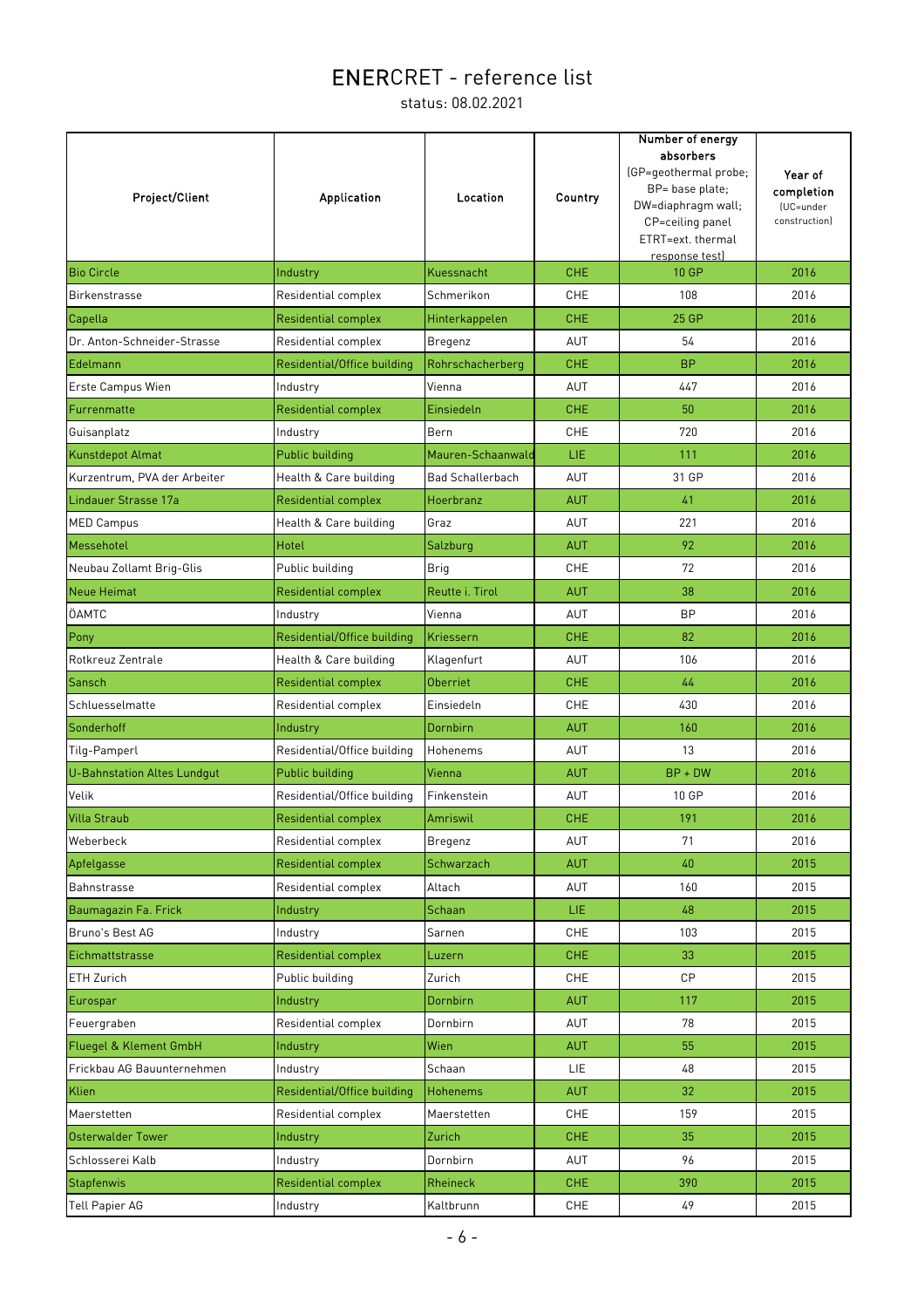# ENERCRET - reference list

status: 08.02.2021

| Project/Client | Application | Location | Country | Number of energy absorbers (GP=geothermal probe; BP= base plate; DW=diaphragm wall; CP=ceiling panel ETRT=ext. thermal response test) | Year of completion (UC=under construction) |
|---|---|---|---|---|---|
| Bio Circle | Industry | Kuessnacht | CHE | 10 GP | 2016 |
| Birkenstrasse | Residential complex | Schmerikon | CHE | 108 | 2016 |
| Capella | Residential complex | Hinterkappelen | CHE | 25 GP | 2016 |
| Dr. Anton-Schneider-Strasse | Residential complex | Bregenz | AUT | 54 | 2016 |
| Edelmann | Residential/Office building | Rohrschacherberg | CHE | BP | 2016 |
| Erste Campus Wien | Industry | Vienna | AUT | 447 | 2016 |
| Furrenmatte | Residential complex | Einsiedeln | CHE | 50 | 2016 |
| Guisanplatz | Industry | Bern | CHE | 720 | 2016 |
| Kunstdepot Almat | Public building | Mauren-Schaanwald | LIE | 111 | 2016 |
| Kurzentrum, PVA der Arbeiter | Health & Care building | Bad Schallerbach | AUT | 31 GP | 2016 |
| Lindauer Strasse 17a | Residential complex | Hoerbranz | AUT | 41 | 2016 |
| MED Campus | Health & Care building | Graz | AUT | 221 | 2016 |
| Messehotel | Hotel | Salzburg | AUT | 92 | 2016 |
| Neubau Zollamt Brig-Glis | Public building | Brig | CHE | 72 | 2016 |
| Neue Heimat | Residential complex | Reutte i. Tirol | AUT | 38 | 2016 |
| ÖAMTC | Industry | Vienna | AUT | BP | 2016 |
| Pony | Residential/Office building | Kriessern | CHE | 82 | 2016 |
| Rotkreuz Zentrale | Health & Care building | Klagenfurt | AUT | 106 | 2016 |
| Sansch | Residential complex | Oberriet | CHE | 44 | 2016 |
| Schluesselmatte | Residential complex | Einsiedeln | CHE | 430 | 2016 |
| Sonderhoff | Industry | Dornbirn | AUT | 160 | 2016 |
| Tilg-Pamperl | Residential/Office building | Hohenems | AUT | 13 | 2016 |
| U-Bahnstation Altes Lundgut | Public building | Vienna | AUT | BP + DW | 2016 |
| Velik | Residential/Office building | Finkenstein | AUT | 10 GP | 2016 |
| Villa Straub | Residential complex | Amriswil | CHE | 191 | 2016 |
| Weberbeck | Residential complex | Bregenz | AUT | 71 | 2016 |
| Apfelgasse | Residential complex | Schwarzach | AUT | 40 | 2015 |
| Bahnstrasse | Residential complex | Altach | AUT | 160 | 2015 |
| Baumagazin Fa. Frick | Industry | Schaan | LIE | 48 | 2015 |
| Bruno's Best AG | Industry | Sarnen | CHE | 103 | 2015 |
| Eichmattstrasse | Residential complex | Luzern | CHE | 33 | 2015 |
| ETH Zurich | Public building | Zurich | CHE | CP | 2015 |
| Eurospar | Industry | Dornbirn | AUT | 117 | 2015 |
| Feuergraben | Residential complex | Dornbirn | AUT | 78 | 2015 |
| Fluegel & Klement GmbH | Industry | Wien | AUT | 55 | 2015 |
| Frickbau AG Bauunternehmen | Industry | Schaan | LIE | 48 | 2015 |
| Klien | Residential/Office building | Hohenems | AUT | 32 | 2015 |
| Maerstetten | Residential complex | Maerstetten | CHE | 159 | 2015 |
| Osterwalder Tower | Industry | Zurich | CHE | 35 | 2015 |
| Schlosserei Kalb | Industry | Dornbirn | AUT | 96 | 2015 |
| Stapfenwis | Residential complex | Rheineck | CHE | 390 | 2015 |
| Tell Papier AG | Industry | Kaltbrunn | CHE | 49 | 2015 |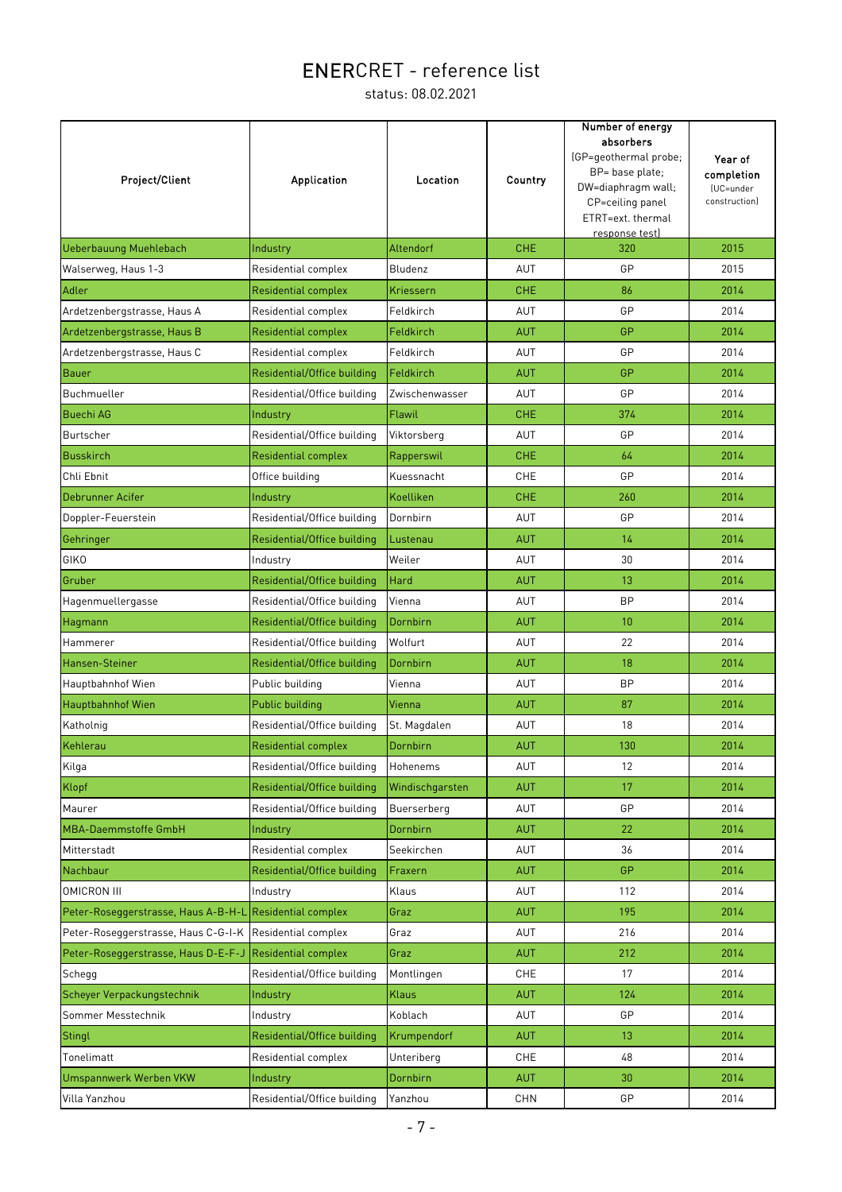# ENERCRET - reference list

status: 08.02.2021

| Project/Client | Application | Location | Country | Number of energy absorbers (GP=geothermal probe; BP= base plate; DW=diaphragm wall; CP=ceiling panel ETRT=ext. thermal response test) | Year of completion (UC=under construction) |
|---|---|---|---|---|---|
| Ueberbauung Muehlebach | Industry | Altendorf | CHE | 320 | 2015 |
| Walserweg, Haus 1-3 | Residential complex | Bludenz | AUT | GP | 2015 |
| Adler | Residential complex | Kriessern | CHE | 86 | 2014 |
| Ardetzenbergstrasse, Haus A | Residential complex | Feldkirch | AUT | GP | 2014 |
| Ardetzenbergstrasse, Haus B | Residential complex | Feldkirch | AUT | GP | 2014 |
| Ardetzenbergstrasse, Haus C | Residential complex | Feldkirch | AUT | GP | 2014 |
| Bauer | Residential/Office building | Feldkirch | AUT | GP | 2014 |
| Buchmueller | Residential/Office building | Zwischenwasser | AUT | GP | 2014 |
| Buechi AG | Industry | Flawil | CHE | 374 | 2014 |
| Burtscher | Residential/Office building | Viktorsberg | AUT | GP | 2014 |
| Busskirch | Residential complex | Rapperswil | CHE | 64 | 2014 |
| Chli Ebnit | Office building | Kuessnacht | CHE | GP | 2014 |
| Debrunner Acifer | Industry | Koelliken | CHE | 260 | 2014 |
| Doppler-Feuerstein | Residential/Office building | Dornbirn | AUT | GP | 2014 |
| Gehringer | Residential/Office building | Lustenau | AUT | 14 | 2014 |
| GIKO | Industry | Weiler | AUT | 30 | 2014 |
| Gruber | Residential/Office building | Hard | AUT | 13 | 2014 |
| Hagenmuellergasse | Residential/Office building | Vienna | AUT | BP | 2014 |
| Hagmann | Residential/Office building | Dornbirn | AUT | 10 | 2014 |
| Hammerer | Residential/Office building | Wolfurt | AUT | 22 | 2014 |
| Hansen-Steiner | Residential/Office building | Dornbirn | AUT | 18 | 2014 |
| Hauptbahnhof Wien | Public building | Vienna | AUT | BP | 2014 |
| Hauptbahnhof Wien | Public building | Vienna | AUT | 87 | 2014 |
| Katholnig | Residential/Office building | St. Magdalen | AUT | 18 | 2014 |
| Kehlerau | Residential complex | Dornbirn | AUT | 130 | 2014 |
| Kilga | Residential/Office building | Hohenems | AUT | 12 | 2014 |
| Klopf | Residential/Office building | Windischgarsten | AUT | 17 | 2014 |
| Maurer | Residential/Office building | Buerserberg | AUT | GP | 2014 |
| MBA-Daemmstoffe GmbH | Industry | Dornbirn | AUT | 22 | 2014 |
| Mitterstadt | Residential complex | Seekirchen | AUT | 36 | 2014 |
| Nachbaur | Residential/Office building | Fraxern | AUT | GP | 2014 |
| OMICRON III | Industry | Klaus | AUT | 112 | 2014 |
| Peter-Roseggerstrasse, Haus A-B-H-L | Residential complex | Graz | AUT | 195 | 2014 |
| Peter-Roseggerstrasse, Haus C-G-I-K | Residential complex | Graz | AUT | 216 | 2014 |
| Peter-Roseggerstrasse, Haus D-E-F-J | Residential complex | Graz | AUT | 212 | 2014 |
| Schegg | Residential/Office building | Montlingen | CHE | 17 | 2014 |
| Scheyer Verpackungstechnik | Industry | Klaus | AUT | 124 | 2014 |
| Sommer Messtechnik | Industry | Koblach | AUT | GP | 2014 |
| Stingl | Residential/Office building | Krumpendorf | AUT | 13 | 2014 |
| Tonelimatt | Residential complex | Unteriberg | CHE | 48 | 2014 |
| Umspannwerk Werben VKW | Industry | Dornbirn | AUT | 30 | 2014 |
| Villa Yanzhou | Residential/Office building | Yanzhou | CHN | GP | 2014 |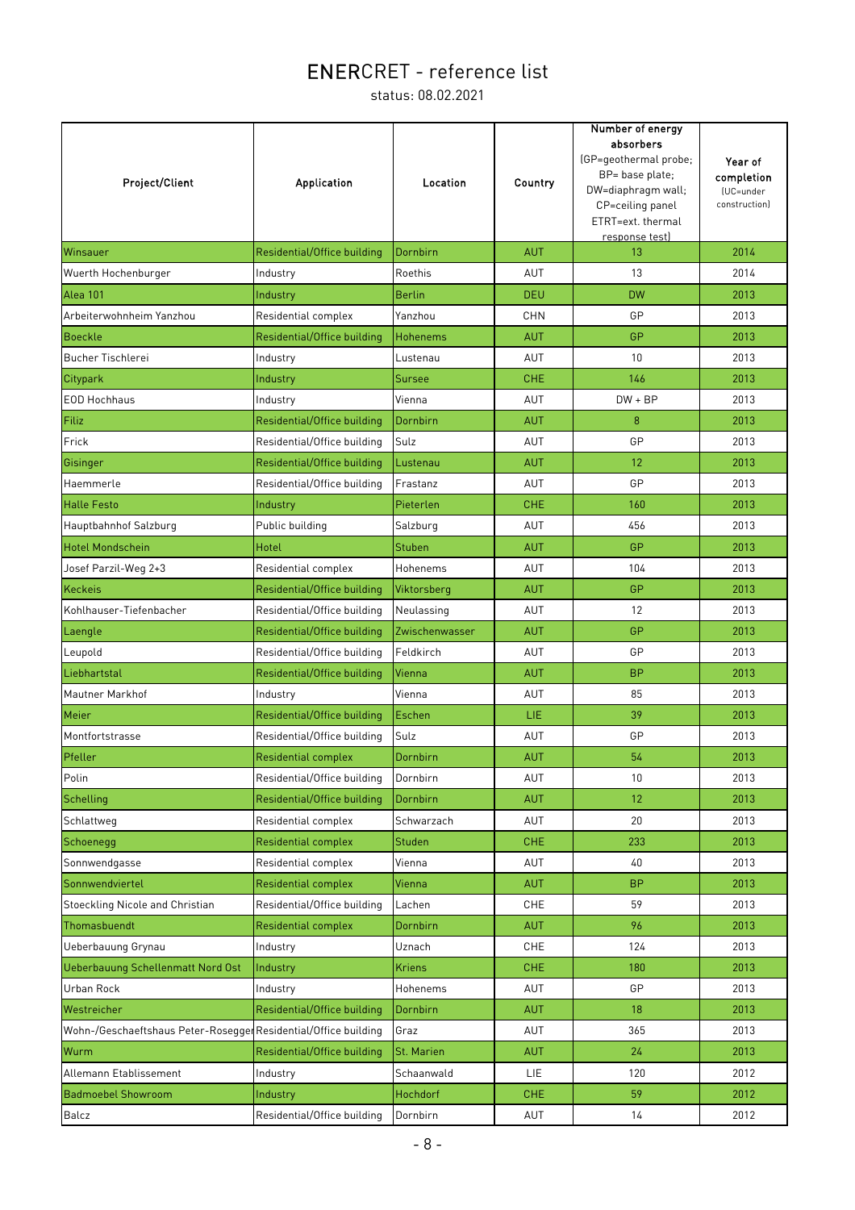# ENERCRET - reference list

status: 08.02.2021

| Project/Client | Application | Location | Country | Number of energy absorbers (GP=geothermal probe; BP= base plate; DW=diaphragm wall; CP=ceiling panel ETRT=ext. thermal response test) | Year of completion (UC=under construction) |
|---|---|---|---|---|---|
| Winsauer | Residential/Office building | Dornbirn | AUT | 13 | 2014 |
| Wuerth Hochenburger | Industry | Roethis | AUT | 13 | 2014 |
| Alea 101 | Industry | Berlin | DEU | DW | 2013 |
| Arbeiterwohnheim Yanzhou | Residential complex | Yanzhou | CHN | GP | 2013 |
| Boeckle | Residential/Office building | Hohenems | AUT | GP | 2013 |
| Bucher Tischlerei | Industry | Lustenau | AUT | 10 | 2013 |
| Citypark | Industry | Sursee | CHE | 146 | 2013 |
| EOD Hochhaus | Industry | Vienna | AUT | DW + BP | 2013 |
| Filiz | Residential/Office building | Dornbirn | AUT | 8 | 2013 |
| Frick | Residential/Office building | Sulz | AUT | GP | 2013 |
| Gisinger | Residential/Office building | Lustenau | AUT | 12 | 2013 |
| Haemmerle | Residential/Office building | Frastanz | AUT | GP | 2013 |
| Halle Festo | Industry | Pieterlen | CHE | 160 | 2013 |
| Hauptbahnhof Salzburg | Public building | Salzburg | AUT | 456 | 2013 |
| Hotel Mondschein | Hotel | Stuben | AUT | GP | 2013 |
| Josef Parzil-Weg 2+3 | Residential complex | Hohenems | AUT | 104 | 2013 |
| Keckeis | Residential/Office building | Viktorsberg | AUT | GP | 2013 |
| Kohlhauser-Tiefenbacher | Residential/Office building | Neulassing | AUT | 12 | 2013 |
| Laengle | Residential/Office building | Zwischenwasser | AUT | GP | 2013 |
| Leupold | Residential/Office building | Feldkirch | AUT | GP | 2013 |
| Liebhartstal | Residential/Office building | Vienna | AUT | BP | 2013 |
| Mautner Markhof | Industry | Vienna | AUT | 85 | 2013 |
| Meier | Residential/Office building | Eschen | LIE | 39 | 2013 |
| Montfortstrasse | Residential/Office building | Sulz | AUT | GP | 2013 |
| Pfeller | Residential complex | Dornbirn | AUT | 54 | 2013 |
| Polin | Residential/Office building | Dornbirn | AUT | 10 | 2013 |
| Schelling | Residential/Office building | Dornbirn | AUT | 12 | 2013 |
| Schlattweg | Residential complex | Schwarzach | AUT | 20 | 2013 |
| Schoenegg | Residential complex | Studen | CHE | 233 | 2013 |
| Sonnwendgasse | Residential complex | Vienna | AUT | 40 | 2013 |
| Sonnwendviertel | Residential complex | Vienna | AUT | BP | 2013 |
| Stoeckling Nicole and Christian | Residential/Office building | Lachen | CHE | 59 | 2013 |
| Thomasbuendt | Residential complex | Dornbirn | AUT | 96 | 2013 |
| Ueberbauung Grynau | Industry | Uznach | CHE | 124 | 2013 |
| Ueberbauung Schellenmatt Nord Ost | Industry | Kriens | CHE | 180 | 2013 |
| Urban Rock | Industry | Hohenems | AUT | GP | 2013 |
| Westreicher | Residential/Office building | Dornbirn | AUT | 18 | 2013 |
| Wohn-/Geschaeftshaus Peter-Rosegger | Residential/Office building | Graz | AUT | 365 | 2013 |
| Wurm | Residential/Office building | St. Marien | AUT | 24 | 2013 |
| Allemann Etablissement | Industry | Schaanwald | LIE | 120 | 2012 |
| Badmoebel Showroom | Industry | Hochdorf | CHE | 59 | 2012 |
| Balcz | Residential/Office building | Dornbirn | AUT | 14 | 2012 |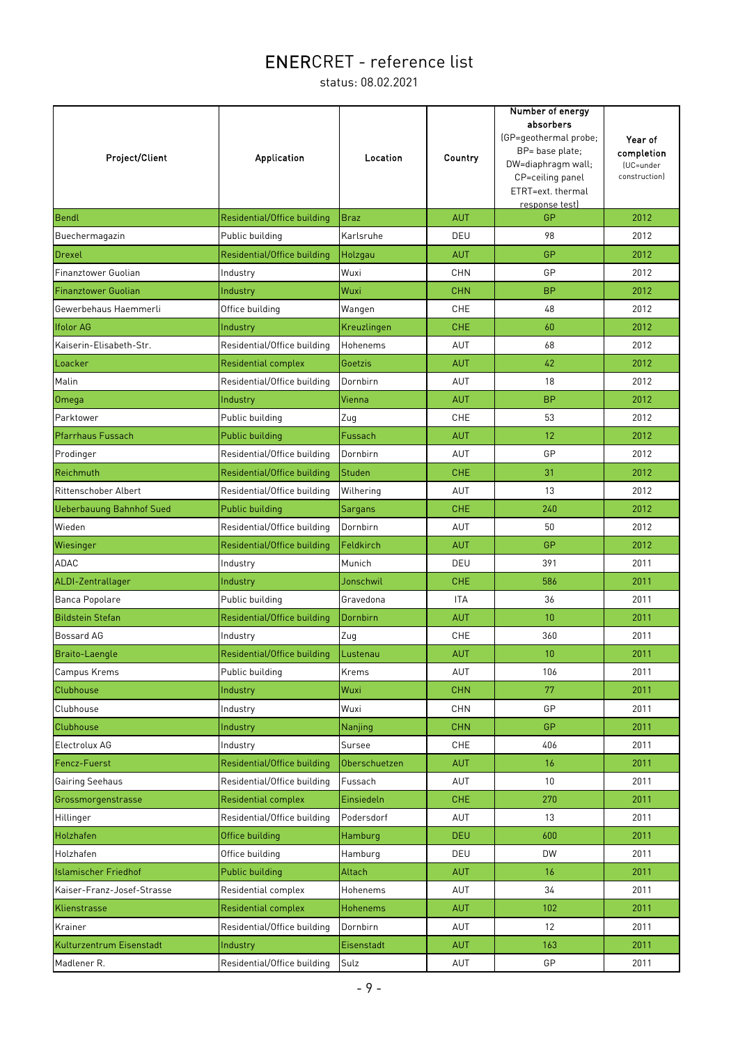# ENERCRET - reference list

status: 08.02.2021

| Project/Client | Application | Location | Country | Number of energy absorbers (GP=geothermal probe; BP= base plate; DW=diaphragm wall; CP=ceiling panel ETRT=ext. thermal response test) | Year of completion (UC=under construction) |
|---|---|---|---|---|---|
| Bendl | Residential/Office building | Braz | AUT | GP | 2012 |
| Buechermagazin | Public building | Karlsruhe | DEU | 98 | 2012 |
| Drexel | Residential/Office building | Holzgau | AUT | GP | 2012 |
| Finanztower Guolian | Industry | Wuxi | CHN | GP | 2012 |
| Finanztower Guolian | Industry | Wuxi | CHN | BP | 2012 |
| Gewerbehaus Haemmerli | Office building | Wangen | CHE | 48 | 2012 |
| Ifolor AG | Industry | Kreuzlingen | CHE | 60 | 2012 |
| Kaiserin-Elisabeth-Str. | Residential/Office building | Hohenems | AUT | 68 | 2012 |
| Loacker | Residential complex | Goetzis | AUT | 42 | 2012 |
| Malin | Residential/Office building | Dornbirn | AUT | 18 | 2012 |
| Omega | Industry | Vienna | AUT | BP | 2012 |
| Parktower | Public building | Zug | CHE | 53 | 2012 |
| Pfarrhaus Fussach | Public building | Fussach | AUT | 12 | 2012 |
| Prodinger | Residential/Office building | Dornbirn | AUT | GP | 2012 |
| Reichmuth | Residential/Office building | Studen | CHE | 31 | 2012 |
| Rittenschober Albert | Residential/Office building | Wilhering | AUT | 13 | 2012 |
| Ueberbauung Bahnhof Sued | Public building | Sargans | CHE | 240 | 2012 |
| Wieden | Residential/Office building | Dornbirn | AUT | 50 | 2012 |
| Wiesinger | Residential/Office building | Feldkirch | AUT | GP | 2012 |
| ADAC | Industry | Munich | DEU | 391 | 2011 |
| ALDI-Zentrallager | Industry | Jonschwil | CHE | 586 | 2011 |
| Banca Popolare | Public building | Gravedona | ITA | 36 | 2011 |
| Bildstein Stefan | Residential/Office building | Dornbirn | AUT | 10 | 2011 |
| Bossard AG | Industry | Zug | CHE | 360 | 2011 |
| Braito-Laengle | Residential/Office building | Lustenau | AUT | 10 | 2011 |
| Campus Krems | Public building | Krems | AUT | 106 | 2011 |
| Clubhouse | Industry | Wuxi | CHN | 77 | 2011 |
| Clubhouse | Industry | Wuxi | CHN | GP | 2011 |
| Clubhouse | Industry | Nanjing | CHN | GP | 2011 |
| Electrolux AG | Industry | Sursee | CHE | 406 | 2011 |
| Fencz-Fuerst | Residential/Office building | Oberschuetzen | AUT | 16 | 2011 |
| Gairing Seehaus | Residential/Office building | Fussach | AUT | 10 | 2011 |
| Grossmorgenstrasse | Residential complex | Einsiedeln | CHE | 270 | 2011 |
| Hillinger | Residential/Office building | Podersdorf | AUT | 13 | 2011 |
| Holzhafen | Office building | Hamburg | DEU | 600 | 2011 |
| Holzhafen | Office building | Hamburg | DEU | DW | 2011 |
| Islamischer Friedhof | Public building | Altach | AUT | 16 | 2011 |
| Kaiser-Franz-Josef-Strasse | Residential complex | Hohenems | AUT | 34 | 2011 |
| Klienstrasse | Residential complex | Hohenems | AUT | 102 | 2011 |
| Krainer | Residential/Office building | Dornbirn | AUT | 12 | 2011 |
| Kulturzentrum Eisenstadt | Industry | Eisenstadt | AUT | 163 | 2011 |
| Madlener R. | Residential/Office building | Sulz | AUT | GP | 2011 |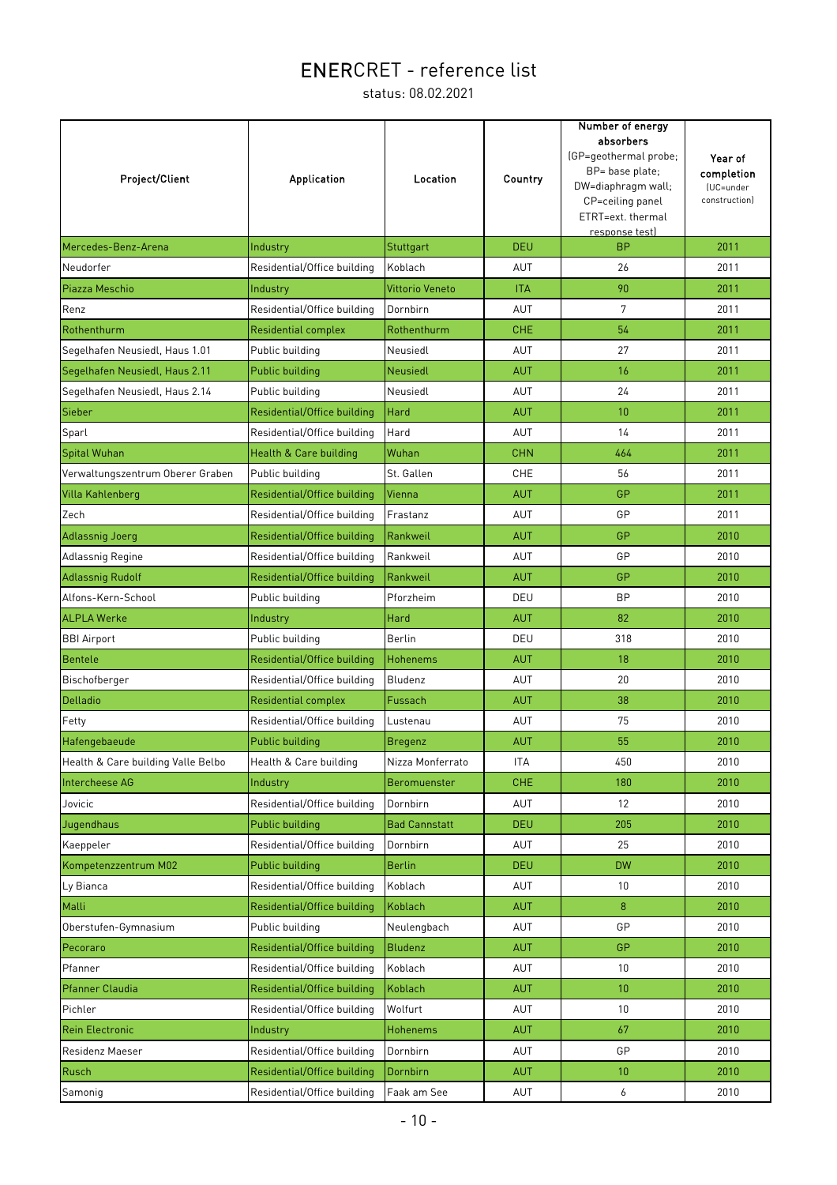# ENERCRET - reference list

status: 08.02.2021

| Project/Client | Application | Location | Country | Number of energy absorbers (GP=geothermal probe; BP= base plate; DW=diaphragm wall; CP=ceiling panel ETRT=ext. thermal response test) | Year of completion (UC=under construction) |
|---|---|---|---|---|---|
| Mercedes-Benz-Arena | Industry | Stuttgart | DEU | BP | 2011 |
| Neudorfer | Residential/Office building | Koblach | AUT | 26 | 2011 |
| Piazza Meschio | Industry | Vittorio Veneto | ITA | 90 | 2011 |
| Renz | Residential/Office building | Dornbirn | AUT | 7 | 2011 |
| Rothenthurm | Residential complex | Rothenthurm | CHE | 54 | 2011 |
| Segelhafen Neusiedl, Haus 1.01 | Public building | Neusiedl | AUT | 27 | 2011 |
| Segelhafen Neusiedl, Haus 2.11 | Public building | Neusiedl | AUT | 16 | 2011 |
| Segelhafen Neusiedl, Haus 2.14 | Public building | Neusiedl | AUT | 24 | 2011 |
| Sieber | Residential/Office building | Hard | AUT | 10 | 2011 |
| Sparl | Residential/Office building | Hard | AUT | 14 | 2011 |
| Spital Wuhan | Health & Care building | Wuhan | CHN | 464 | 2011 |
| Verwaltungszentrum Oberer Graben | Public building | St. Gallen | CHE | 56 | 2011 |
| Villa Kahlenberg | Residential/Office building | Vienna | AUT | GP | 2011 |
| Zech | Residential/Office building | Frastanz | AUT | GP | 2011 |
| Adlassnig Joerg | Residential/Office building | Rankweil | AUT | GP | 2010 |
| Adlassnig Regine | Residential/Office building | Rankweil | AUT | GP | 2010 |
| Adlassnig Rudolf | Residential/Office building | Rankweil | AUT | GP | 2010 |
| Alfons-Kern-School | Public building | Pforzheim | DEU | BP | 2010 |
| ALPLA Werke | Industry | Hard | AUT | 82 | 2010 |
| BBI Airport | Public building | Berlin | DEU | 318 | 2010 |
| Bentele | Residential/Office building | Hohenems | AUT | 18 | 2010 |
| Bischofberger | Residential/Office building | Bludenz | AUT | 20 | 2010 |
| Delladio | Residential complex | Fussach | AUT | 38 | 2010 |
| Fetty | Residential/Office building | Lustenau | AUT | 75 | 2010 |
| Hafengebaeude | Public building | Bregenz | AUT | 55 | 2010 |
| Health & Care building Valle Belbo | Health & Care building | Nizza Monferrato | ITA | 450 | 2010 |
| Intercheese AG | Industry | Beromuenster | CHE | 180 | 2010 |
| Jovicic | Residential/Office building | Dornbirn | AUT | 12 | 2010 |
| Jugendhaus | Public building | Bad Cannstatt | DEU | 205 | 2010 |
| Kaeppeler | Residential/Office building | Dornbirn | AUT | 25 | 2010 |
| Kompetenzzentrum M02 | Public building | Berlin | DEU | DW | 2010 |
| Ly Bianca | Residential/Office building | Koblach | AUT | 10 | 2010 |
| Malli | Residential/Office building | Koblach | AUT | 8 | 2010 |
| Oberstufen-Gymnasium | Public building | Neulengbach | AUT | GP | 2010 |
| Pecoraro | Residential/Office building | Bludenz | AUT | GP | 2010 |
| Pfanner | Residential/Office building | Koblach | AUT | 10 | 2010 |
| Pfanner Claudia | Residential/Office building | Koblach | AUT | 10 | 2010 |
| Pichler | Residential/Office building | Wolfurt | AUT | 10 | 2010 |
| Rein Electronic | Industry | Hohenems | AUT | 67 | 2010 |
| Residenz Maeser | Residential/Office building | Dornbirn | AUT | GP | 2010 |
| Rusch | Residential/Office building | Dornbirn | AUT | 10 | 2010 |
| Samonig | Residential/Office building | Faak am See | AUT | 6 | 2010 |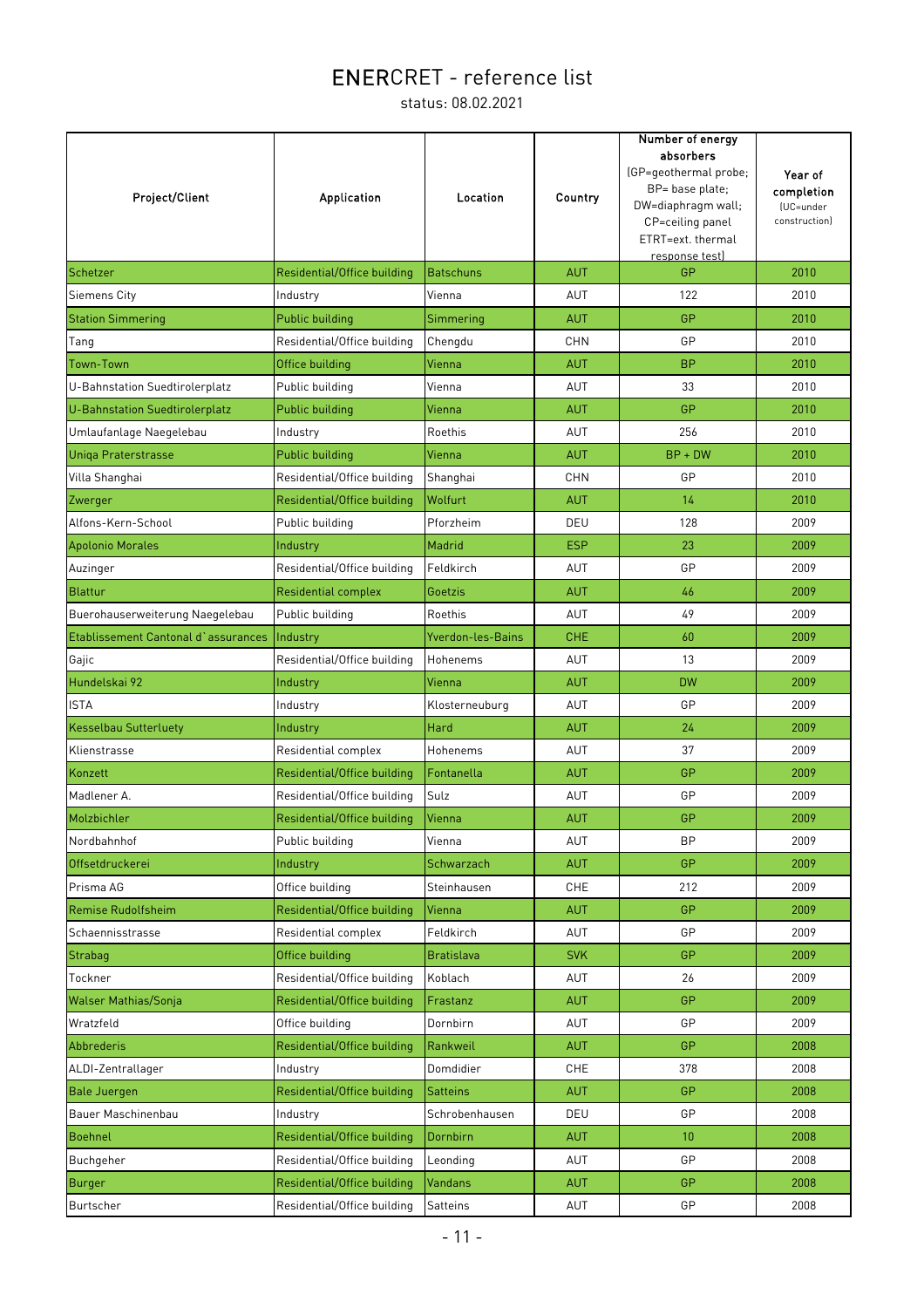# ENERCRET - reference list

status: 08.02.2021

| Project/Client | Application | Location | Country | Number of energy absorbers (GP=geothermal probe; BP= base plate; DW=diaphragm wall; CP=ceiling panel ETRT=ext. thermal response test) | Year of completion (UC=under construction) |
|---|---|---|---|---|---|
| Schetzer | Residential/Office building | Batschuns | AUT | GP | 2010 |
| Siemens City | Industry | Vienna | AUT | 122 | 2010 |
| Station Simmering | Public building | Simmering | AUT | GP | 2010 |
| Tang | Residential/Office building | Chengdu | CHN | GP | 2010 |
| Town-Town | Office building | Vienna | AUT | BP | 2010 |
| U-Bahnstation Suedtirolerplatz | Public building | Vienna | AUT | 33 | 2010 |
| U-Bahnstation Suedtirolerplatz | Public building | Vienna | AUT | GP | 2010 |
| Umlaufanlage Naegelebau | Industry | Roethis | AUT | 256 | 2010 |
| Uniqa Praterstrasse | Public building | Vienna | AUT | BP + DW | 2010 |
| Villa Shanghai | Residential/Office building | Shanghai | CHN | GP | 2010 |
| Zwerger | Residential/Office building | Wolfurt | AUT | 14 | 2010 |
| Alfons-Kern-School | Public building | Pforzheim | DEU | 128 | 2009 |
| Apolonio Morales | Industry | Madrid | ESP | 23 | 2009 |
| Auzinger | Residential/Office building | Feldkirch | AUT | GP | 2009 |
| Blattur | Residential complex | Goetzis | AUT | 46 | 2009 |
| Buerohauserweiterung Naegelebau | Public building | Roethis | AUT | 49 | 2009 |
| Etablissement Cantonal d`assurances | Industry | Yverdon-les-Bains | CHE | 60 | 2009 |
| Gajic | Residential/Office building | Hohenems | AUT | 13 | 2009 |
| Hundelskai 92 | Industry | Vienna | AUT | DW | 2009 |
| ISTA | Industry | Klosterneuburg | AUT | GP | 2009 |
| Kesselbau Sutterluety | Industry | Hard | AUT | 24 | 2009 |
| Klienstrasse | Residential complex | Hohenems | AUT | 37 | 2009 |
| Konzett | Residential/Office building | Fontanella | AUT | GP | 2009 |
| Madlener A. | Residential/Office building | Sulz | AUT | GP | 2009 |
| Molzbichler | Residential/Office building | Vienna | AUT | GP | 2009 |
| Nordbahnhof | Public building | Vienna | AUT | BP | 2009 |
| Offsetdruckerei | Industry | Schwarzach | AUT | GP | 2009 |
| Prisma AG | Office building | Steinhausen | CHE | 212 | 2009 |
| Remise Rudolfsheim | Residential/Office building | Vienna | AUT | GP | 2009 |
| Schaennisstrasse | Residential complex | Feldkirch | AUT | GP | 2009 |
| Strabag | Office building | Bratislava | SVK | GP | 2009 |
| Tockner | Residential/Office building | Koblach | AUT | 26 | 2009 |
| Walser Mathias/Sonja | Residential/Office building | Frastanz | AUT | GP | 2009 |
| Wratzfeld | Office building | Dornbirn | AUT | GP | 2009 |
| Abbrederis | Residential/Office building | Rankweil | AUT | GP | 2008 |
| ALDI-Zentrallager | Industry | Domdidier | CHE | 378 | 2008 |
| Bale Juergen | Residential/Office building | Satteins | AUT | GP | 2008 |
| Bauer Maschinenbau | Industry | Schrobenhausen | DEU | GP | 2008 |
| Boehnel | Residential/Office building | Dornbirn | AUT | 10 | 2008 |
| Buchgeher | Residential/Office building | Leonding | AUT | GP | 2008 |
| Burger | Residential/Office building | Vandans | AUT | GP | 2008 |
| Burtscher | Residential/Office building | Satteins | AUT | GP | 2008 |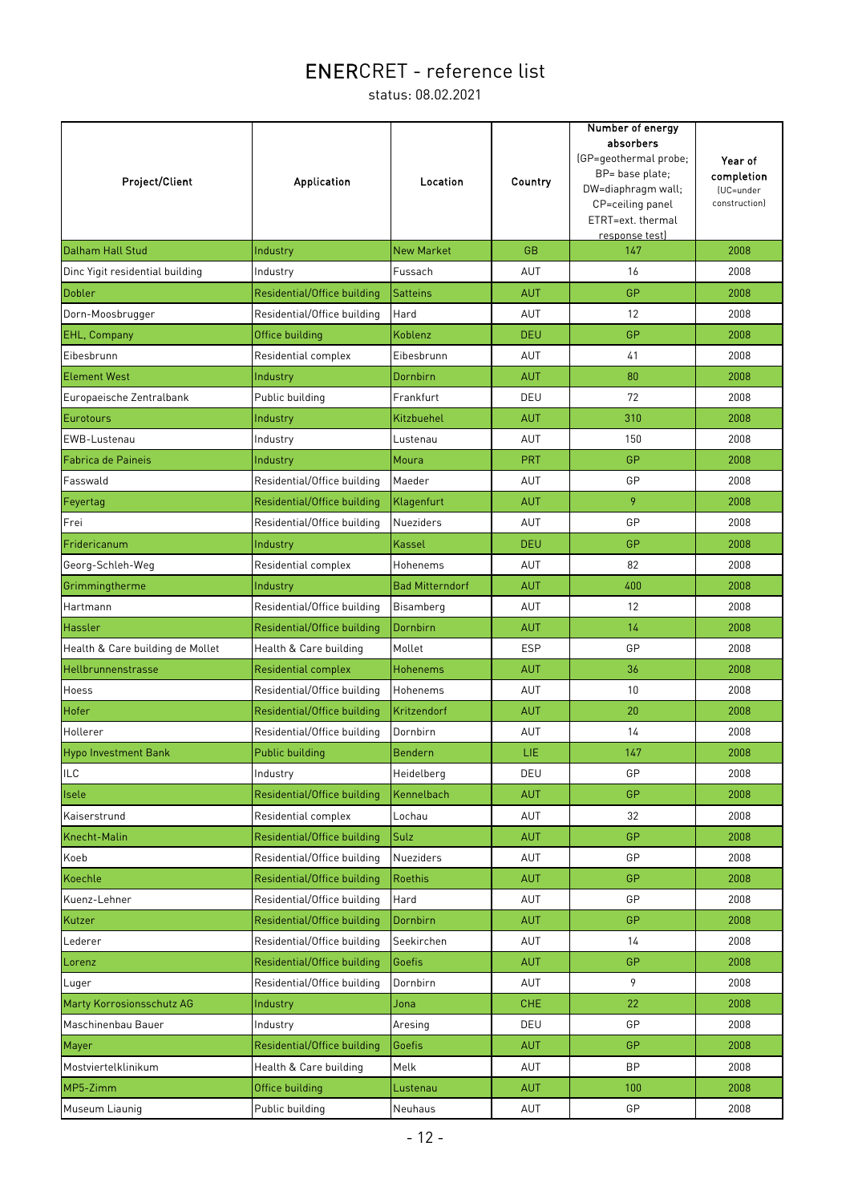# ENERCRET - reference list

status: 08.02.2021

| Project/Client | Application | Location | Country | Number of energy absorbers (GP=geothermal probe; BP= base plate; DW=diaphragm wall; CP=ceiling panel ETRT=ext. thermal response test) | Year of completion (UC=under construction) |
|---|---|---|---|---|---|
| Dalham Hall Stud | Industry | New Market | GB | 147 | 2008 |
| Dinc Yigit residential building | Industry | Fussach | AUT | 16 | 2008 |
| Dobler | Residential/Office building | Satteins | AUT | GP | 2008 |
| Dorn-Moosbrugger | Residential/Office building | Hard | AUT | 12 | 2008 |
| EHL, Company | Office building | Koblenz | DEU | GP | 2008 |
| Eibesbrunn | Residential complex | Eibesbrunn | AUT | 41 | 2008 |
| Element West | Industry | Dornbirn | AUT | 80 | 2008 |
| Europaeische Zentralbank | Public building | Frankfurt | DEU | 72 | 2008 |
| Eurotours | Industry | Kitzbuehel | AUT | 310 | 2008 |
| EWB-Lustenau | Industry | Lustenau | AUT | 150 | 2008 |
| Fabrica de Paineis | Industry | Moura | PRT | GP | 2008 |
| Fasswald | Residential/Office building | Maeder | AUT | GP | 2008 |
| Feyertag | Residential/Office building | Klagenfurt | AUT | 9 | 2008 |
| Frei | Residential/Office building | Nueziders | AUT | GP | 2008 |
| Fridericanum | Industry | Kassel | DEU | GP | 2008 |
| Georg-Schleh-Weg | Residential complex | Hohenems | AUT | 82 | 2008 |
| Grimmingtherme | Industry | Bad Mitterndorf | AUT | 400 | 2008 |
| Hartmann | Residential/Office building | Bisamberg | AUT | 12 | 2008 |
| Hassler | Residential/Office building | Dornbirn | AUT | 14 | 2008 |
| Health & Care building de Mollet | Health & Care building | Mollet | ESP | GP | 2008 |
| Hellbrunnenstrasse | Residential complex | Hohenems | AUT | 36 | 2008 |
| Hoess | Residential/Office building | Hohenems | AUT | 10 | 2008 |
| Hofer | Residential/Office building | Kritzendorf | AUT | 20 | 2008 |
| Hollerer | Residential/Office building | Dornbirn | AUT | 14 | 2008 |
| Hypo Investment Bank | Public building | Bendern | LIE | 147 | 2008 |
| ILC | Industry | Heidelberg | DEU | GP | 2008 |
| Isele | Residential/Office building | Kennelbach | AUT | GP | 2008 |
| Kaiserstrund | Residential complex | Lochau | AUT | 32 | 2008 |
| Knecht-Malin | Residential/Office building | Sulz | AUT | GP | 2008 |
| Koeb | Residential/Office building | Nueziders | AUT | GP | 2008 |
| Koechle | Residential/Office building | Roethis | AUT | GP | 2008 |
| Kuenz-Lehner | Residential/Office building | Hard | AUT | GP | 2008 |
| Kutzer | Residential/Office building | Dornbirn | AUT | GP | 2008 |
| Lederer | Residential/Office building | Seekirchen | AUT | 14 | 2008 |
| Lorenz | Residential/Office building | Goefis | AUT | GP | 2008 |
| Luger | Residential/Office building | Dornbirn | AUT | 9 | 2008 |
| Marty Korrosionsschutz AG | Industry | Jona | CHE | 22 | 2008 |
| Maschinenbau Bauer | Industry | Aresing | DEU | GP | 2008 |
| Mayer | Residential/Office building | Goefis | AUT | GP | 2008 |
| Mostviertelklinikum | Health & Care building | Melk | AUT | BP | 2008 |
| MP5-Zimm | Office building | Lustenau | AUT | 100 | 2008 |
| Museum Liaunig | Public building | Neuhaus | AUT | GP | 2008 |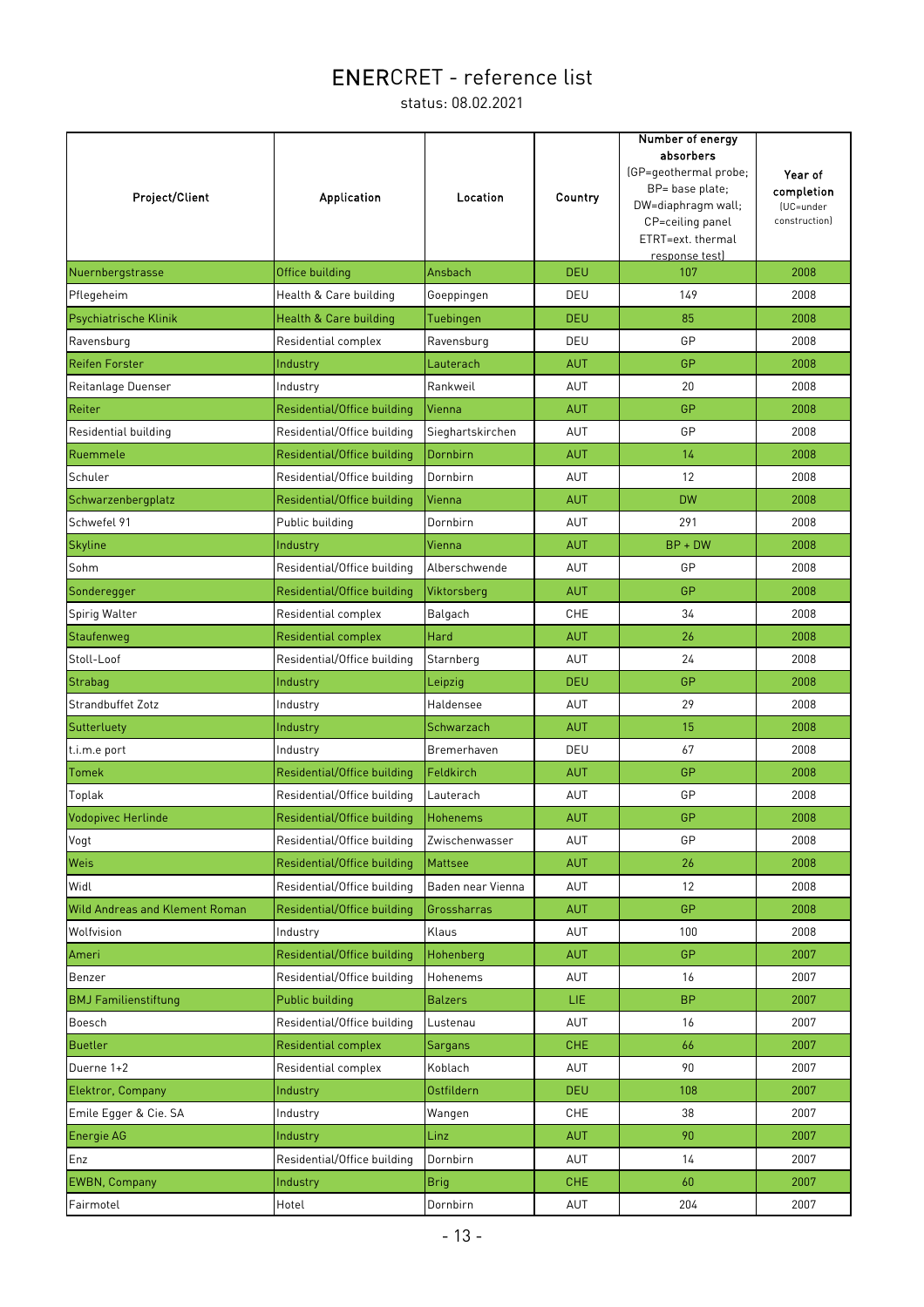# ENERCRET - reference list

status: 08.02.2021

| Project/Client | Application | Location | Country | Number of energy absorbers (GP=geothermal probe; BP= base plate; DW=diaphragm wall; CP=ceiling panel ETRT=ext. thermal response test) | Year of completion (UC=under construction) |
|---|---|---|---|---|---|
| Nuernbergstrasse | Office building | Ansbach | DEU | 107 | 2008 |
| Pflegeheim | Health & Care building | Goeppingen | DEU | 149 | 2008 |
| Psychiatrische Klinik | Health & Care building | Tuebingen | DEU | 85 | 2008 |
| Ravensburg | Residential complex | Ravensburg | DEU | GP | 2008 |
| Reifen Forster | Industry | Lauterach | AUT | GP | 2008 |
| Reitanlage Duenser | Industry | Rankweil | AUT | 20 | 2008 |
| Reiter | Residential/Office building | Vienna | AUT | GP | 2008 |
| Residential building | Residential/Office building | Sieghartskirchen | AUT | GP | 2008 |
| Ruemmele | Residential/Office building | Dornbirn | AUT | 14 | 2008 |
| Schuler | Residential/Office building | Dornbirn | AUT | 12 | 2008 |
| Schwarzenbergplatz | Residential/Office building | Vienna | AUT | DW | 2008 |
| Schwefel 91 | Public building | Dornbirn | AUT | 291 | 2008 |
| Skyline | Industry | Vienna | AUT | BP + DW | 2008 |
| Sohm | Residential/Office building | Alberschwende | AUT | GP | 2008 |
| Sonderegger | Residential/Office building | Viktorsberg | AUT | GP | 2008 |
| Spirig Walter | Residential complex | Balgach | CHE | 34 | 2008 |
| Staufenweg | Residential complex | Hard | AUT | 26 | 2008 |
| Stoll-Loof | Residential/Office building | Starnberg | AUT | 24 | 2008 |
| Strabag | Industry | Leipzig | DEU | GP | 2008 |
| Strandbuffet Zotz | Industry | Haldensee | AUT | 29 | 2008 |
| Sutterluety | Industry | Schwarzach | AUT | 15 | 2008 |
| t.i.m.e port | Industry | Bremerhaven | DEU | 67 | 2008 |
| Tomek | Residential/Office building | Feldkirch | AUT | GP | 2008 |
| Toplak | Residential/Office building | Lauterach | AUT | GP | 2008 |
| Vodopivec Herlinde | Residential/Office building | Hohenems | AUT | GP | 2008 |
| Vogt | Residential/Office building | Zwischenwasser | AUT | GP | 2008 |
| Weis | Residential/Office building | Mattsee | AUT | 26 | 2008 |
| Widl | Residential/Office building | Baden near Vienna | AUT | 12 | 2008 |
| Wild Andreas and Klement Roman | Residential/Office building | Grossharras | AUT | GP | 2008 |
| Wolfvision | Industry | Klaus | AUT | 100 | 2008 |
| Ameri | Residential/Office building | Hohenberg | AUT | GP | 2007 |
| Benzer | Residential/Office building | Hohenems | AUT | 16 | 2007 |
| BMJ Familienstiftung | Public building | Balzers | LIE | BP | 2007 |
| Boesch | Residential/Office building | Lustenau | AUT | 16 | 2007 |
| Buetler | Residential complex | Sargans | CHE | 66 | 2007 |
| Duerne 1+2 | Residential complex | Koblach | AUT | 90 | 2007 |
| Elektror, Company | Industry | Ostfildern | DEU | 108 | 2007 |
| Emile Egger & Cie. SA | Industry | Wangen | CHE | 38 | 2007 |
| Energie AG | Industry | Linz | AUT | 90 | 2007 |
| Enz | Residential/Office building | Dornbirn | AUT | 14 | 2007 |
| EWBN, Company | Industry | Brig | CHE | 60 | 2007 |
| Fairmotel | Hotel | Dornbirn | AUT | 204 | 2007 |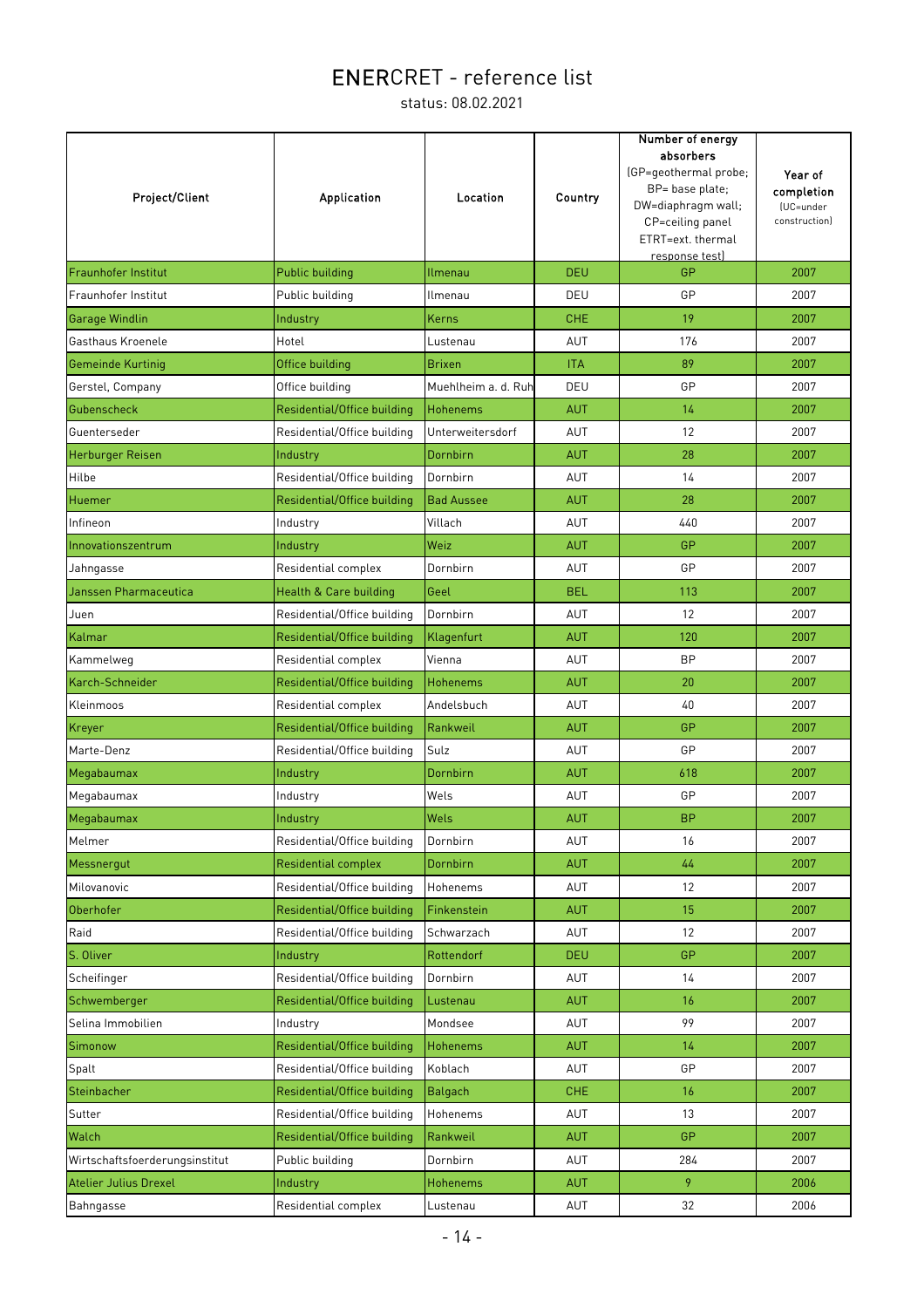# ENERCRET - reference list

status: 08.02.2021

| Project/Client | Application | Location | Country | Number of energy absorbers (GP=geothermal probe; BP= base plate; DW=diaphragm wall; CP=ceiling panel ETRT=ext. thermal response test) | Year of completion (UC=under construction) |
|---|---|---|---|---|---|
| Fraunhofer Institut | Public building | Ilmenau | DEU | GP | 2007 |
| Fraunhofer Institut | Public building | Ilmenau | DEU | GP | 2007 |
| Garage Windlin | Industry | Kerns | CHE | 19 | 2007 |
| Gasthaus Kroenele | Hotel | Lustenau | AUT | 176 | 2007 |
| Gemeinde Kurtinig | Office building | Brixen | ITA | 89 | 2007 |
| Gerstel, Company | Office building | Muehlheim a. d. Ruh | DEU | GP | 2007 |
| Gubenscheck | Residential/Office building | Hohenems | AUT | 14 | 2007 |
| Guenterseder | Residential/Office building | Unterweitersdorf | AUT | 12 | 2007 |
| Herburger Reisen | Industry | Dornbirn | AUT | 28 | 2007 |
| Hilbe | Residential/Office building | Dornbirn | AUT | 14 | 2007 |
| Huemer | Residential/Office building | Bad Aussee | AUT | 28 | 2007 |
| Infineon | Industry | Villach | AUT | 440 | 2007 |
| Innovationszentrum | Industry | Weiz | AUT | GP | 2007 |
| Jahngasse | Residential complex | Dornbirn | AUT | GP | 2007 |
| Janssen Pharmaceutica | Health & Care building | Geel | BEL | 113 | 2007 |
| Juen | Residential/Office building | Dornbirn | AUT | 12 | 2007 |
| Kalmar | Residential/Office building | Klagenfurt | AUT | 120 | 2007 |
| Kammelweg | Residential complex | Vienna | AUT | BP | 2007 |
| Karch-Schneider | Residential/Office building | Hohenems | AUT | 20 | 2007 |
| Kleinmoos | Residential complex | Andelsbuch | AUT | 40 | 2007 |
| Kreyer | Residential/Office building | Rankweil | AUT | GP | 2007 |
| Marte-Denz | Residential/Office building | Sulz | AUT | GP | 2007 |
| Megabaumax | Industry | Dornbirn | AUT | 618 | 2007 |
| Megabaumax | Industry | Wels | AUT | GP | 2007 |
| Megabaumax | Industry | Wels | AUT | BP | 2007 |
| Melmer | Residential/Office building | Dornbirn | AUT | 16 | 2007 |
| Messnergut | Residential complex | Dornbirn | AUT | 44 | 2007 |
| Milovanovic | Residential/Office building | Hohenems | AUT | 12 | 2007 |
| Oberhofer | Residential/Office building | Finkenstein | AUT | 15 | 2007 |
| Raid | Residential/Office building | Schwarzach | AUT | 12 | 2007 |
| S. Oliver | Industry | Rottendorf | DEU | GP | 2007 |
| Scheifinger | Residential/Office building | Dornbirn | AUT | 14 | 2007 |
| Schwemberger | Residential/Office building | Lustenau | AUT | 16 | 2007 |
| Selina Immobilien | Industry | Mondsee | AUT | 99 | 2007 |
| Simonow | Residential/Office building | Hohenems | AUT | 14 | 2007 |
| Spalt | Residential/Office building | Koblach | AUT | GP | 2007 |
| Steinbacher | Residential/Office building | Balgach | CHE | 16 | 2007 |
| Sutter | Residential/Office building | Hohenems | AUT | 13 | 2007 |
| Walch | Residential/Office building | Rankweil | AUT | GP | 2007 |
| Wirtschaftsfoerderungsinstitut | Public building | Dornbirn | AUT | 284 | 2007 |
| Atelier Julius Drexel | Industry | Hohenems | AUT | 9 | 2006 |
| Bahngasse | Residential complex | Lustenau | AUT | 32 | 2006 |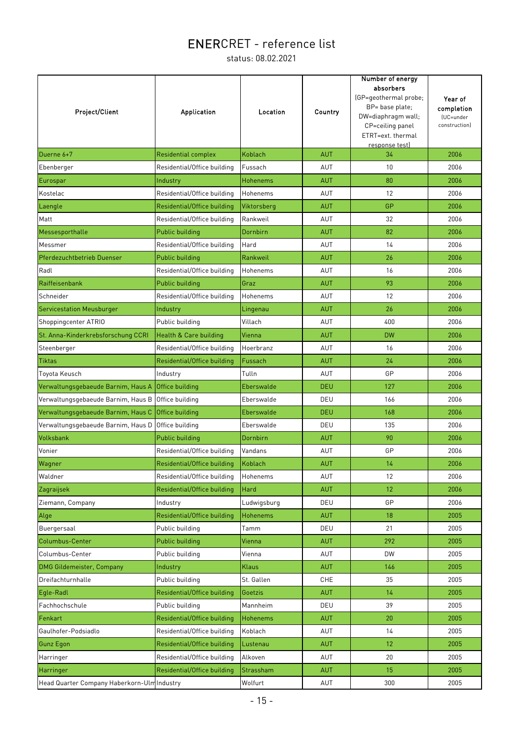# ENERCRET - reference list

status: 08.02.2021

| Project/Client | Application | Location | Country | Number of energy absorbers (GP=geothermal probe; BP= base plate; DW=diaphragm wall; CP=ceiling panel ETRT=ext. thermal response test) | Year of completion (UC=under construction) |
|---|---|---|---|---|---|
| Duerne 6+7 | Residential complex | Koblach | AUT | 34 | 2006 |
| Ebenberger | Residential/Office building | Fussach | AUT | 10 | 2006 |
| Eurospar | Industry | Hohenems | AUT | 80 | 2006 |
| Kostelac | Residential/Office building | Hohenems | AUT | 12 | 2006 |
| Laengle | Residential/Office building | Viktorsberg | AUT | GP | 2006 |
| Matt | Residential/Office building | Rankweil | AUT | 32 | 2006 |
| Messesporthalle | Public building | Dornbirn | AUT | 82 | 2006 |
| Messmer | Residential/Office building | Hard | AUT | 14 | 2006 |
| Pferdezuchtbetrieb Duenser | Public building | Rankweil | AUT | 26 | 2006 |
| Radl | Residential/Office building | Hohenems | AUT | 16 | 2006 |
| Raiffeisenbank | Public building | Graz | AUT | 93 | 2006 |
| Schneider | Residential/Office building | Hohenems | AUT | 12 | 2006 |
| Servicestation Meusburger | Industry | Lingenau | AUT | 26 | 2006 |
| Shoppingcenter ATRIO | Public building | Villach | AUT | 400 | 2006 |
| St. Anna-Kinderkrebsforschung CCRI | Health & Care building | Vienna | AUT | DW | 2006 |
| Steenberger | Residential/Office building | Hoerbranz | AUT | 16 | 2006 |
| Tiktas | Residential/Office building | Fussach | AUT | 24 | 2006 |
| Toyota Keusch | Industry | Tulln | AUT | GP | 2006 |
| Verwaltungsgebaeude Barnim, Haus A | Office building | Eberswalde | DEU | 127 | 2006 |
| Verwaltungsgebaeude Barnim, Haus B | Office building | Eberswalde | DEU | 166 | 2006 |
| Verwaltungsgebaeude Barnim, Haus C | Office building | Eberswalde | DEU | 168 | 2006 |
| Verwaltungsgebaeude Barnim, Haus D | Office building | Eberswalde | DEU | 135 | 2006 |
| Volksbank | Public building | Dornbirn | AUT | 90 | 2006 |
| Vonier | Residential/Office building | Vandans | AUT | GP | 2006 |
| Wagner | Residential/Office building | Koblach | AUT | 14 | 2006 |
| Waldner | Residential/Office building | Hohenems | AUT | 12 | 2006 |
| Zagraijsek | Residential/Office building | Hard | AUT | 12 | 2006 |
| Ziemann, Company | Industry | Ludwigsburg | DEU | GP | 2006 |
| Alge | Residential/Office building | Hohenems | AUT | 18 | 2005 |
| Buergersaal | Public building | Tamm | DEU | 21 | 2005 |
| Columbus-Center | Public building | Vienna | AUT | 292 | 2005 |
| Columbus-Center | Public building | Vienna | AUT | DW | 2005 |
| DMG Gildemeister, Company | Industry | Klaus | AUT | 146 | 2005 |
| Dreifachturnhalle | Public building | St. Gallen | CHE | 35 | 2005 |
| Egle-Radl | Residential/Office building | Goetzis | AUT | 14 | 2005 |
| Fachhochschule | Public building | Mannheim | DEU | 39 | 2005 |
| Fenkart | Residential/Office building | Hohenems | AUT | 20 | 2005 |
| Gaulhofer-Podsiadlo | Residential/Office building | Koblach | AUT | 14 | 2005 |
| Gunz Egon | Residential/Office building | Lustenau | AUT | 12 | 2005 |
| Harringer | Residential/Office building | Alkoven | AUT | 20 | 2005 |
| Harringer | Residential/Office building | Strassham | AUT | 15 | 2005 |
| Head Quarter Company Haberkorn-Ulm | Industry | Wolfurt | AUT | 300 | 2005 |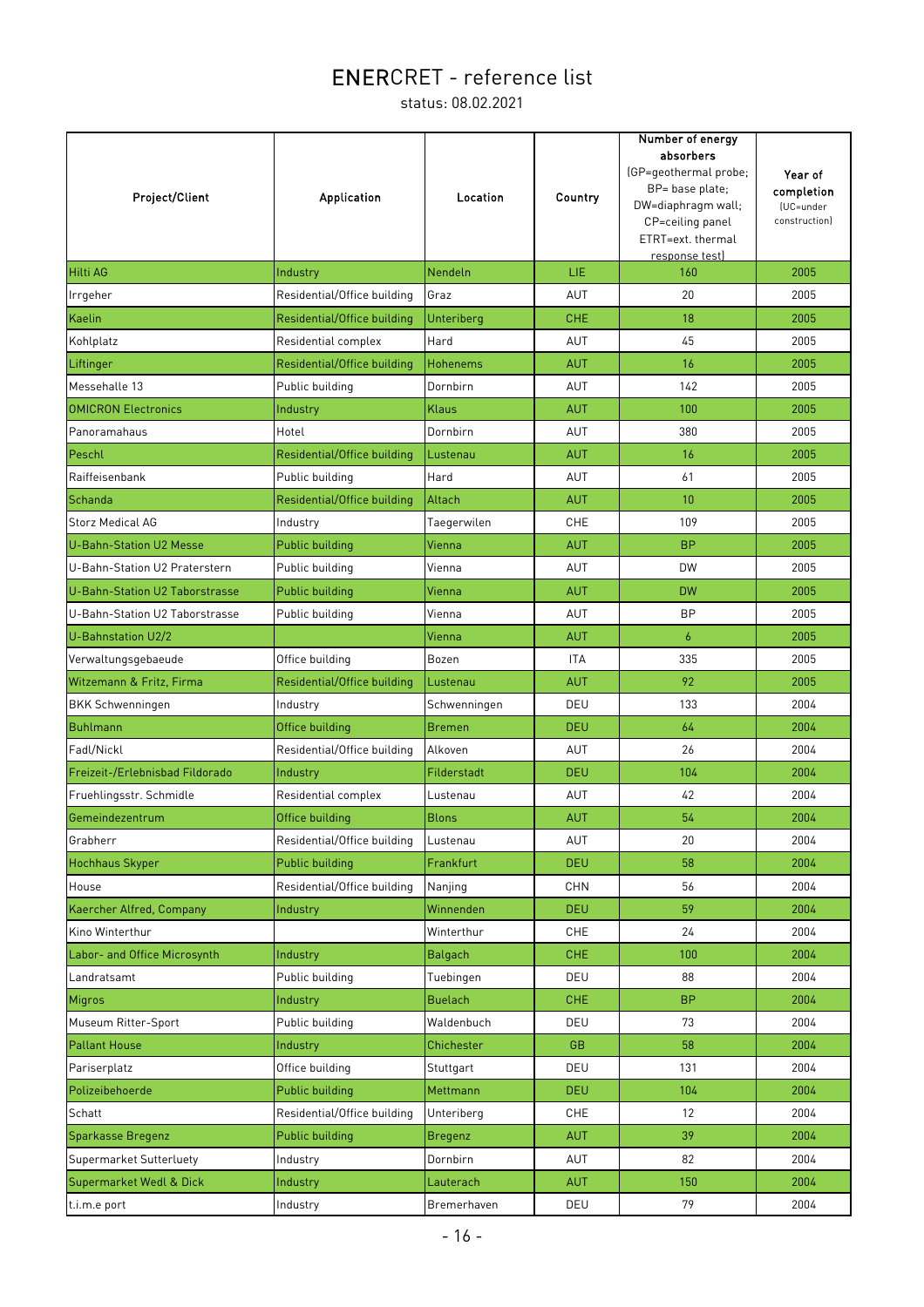# ENERCRET - reference list

status: 08.02.2021

| Project/Client | Application | Location | Country | Number of energy absorbers (GP=geothermal probe; BP= base plate; DW=diaphragm wall; CP=ceiling panel ETRT=ext. thermal response test) | Year of completion (UC=under construction) |
|---|---|---|---|---|---|
| Hilti AG | Industry | Nendeln | LIE | 160 | 2005 |
| Irrgeher | Residential/Office building | Graz | AUT | 20 | 2005 |
| Kaelin | Residential/Office building | Unteriberg | CHE | 18 | 2005 |
| Kohlplatz | Residential complex | Hard | AUT | 45 | 2005 |
| Liftinger | Residential/Office building | Hohenems | AUT | 16 | 2005 |
| Messehalle 13 | Public building | Dornbirn | AUT | 142 | 2005 |
| OMICRON Electronics | Industry | Klaus | AUT | 100 | 2005 |
| Panoramahaus | Hotel | Dornbirn | AUT | 380 | 2005 |
| Peschl | Residential/Office building | Lustenau | AUT | 16 | 2005 |
| Raiffeisenbank | Public building | Hard | AUT | 61 | 2005 |
| Schanda | Residential/Office building | Altach | AUT | 10 | 2005 |
| Storz Medical AG | Industry | Taegerwilen | CHE | 109 | 2005 |
| U-Bahn-Station U2 Messe | Public building | Vienna | AUT | BP | 2005 |
| U-Bahn-Station U2 Praterstern | Public building | Vienna | AUT | DW | 2005 |
| U-Bahn-Station U2 Taborstrasse | Public building | Vienna | AUT | DW | 2005 |
| U-Bahn-Station U2 Taborstrasse | Public building | Vienna | AUT | BP | 2005 |
| U-Bahnstation U2/2 | | Vienna | AUT | 6 | 2005 |
| Verwaltungsgebaeude | Office building | Bozen | ITA | 335 | 2005 |
| Witzemann & Fritz, Firma | Residential/Office building | Lustenau | AUT | 92 | 2005 |
| BKK Schwenningen | Industry | Schwenningen | DEU | 133 | 2004 |
| Buhlmann | Office building | Bremen | DEU | 64 | 2004 |
| Fadl/Nickl | Residential/Office building | Alkoven | AUT | 26 | 2004 |
| Freizeit-/Erlebnisbad Fildorado | Industry | Filderstadt | DEU | 104 | 2004 |
| Fruehlingsstr. Schmidle | Residential complex | Lustenau | AUT | 42 | 2004 |
| Gemeindezentrum | Office building | Blons | AUT | 54 | 2004 |
| Grabherr | Residential/Office building | Lustenau | AUT | 20 | 2004 |
| Hochhaus Skyper | Public building | Frankfurt | DEU | 58 | 2004 |
| House | Residential/Office building | Nanjing | CHN | 56 | 2004 |
| Kaercher Alfred, Company | Industry | Winnenden | DEU | 59 | 2004 |
| Kino Winterthur | | Winterthur | CHE | 24 | 2004 |
| Labor- and Office Microsynth | Industry | Balgach | CHE | 100 | 2004 |
| Landratsamt | Public building | Tuebingen | DEU | 88 | 2004 |
| Migros | Industry | Buelach | CHE | BP | 2004 |
| Museum Ritter-Sport | Public building | Waldenbuch | DEU | 73 | 2004 |
| Pallant House | Industry | Chichester | GB | 58 | 2004 |
| Pariserplatz | Office building | Stuttgart | DEU | 131 | 2004 |
| Polizeibehoerde | Public building | Mettmann | DEU | 104 | 2004 |
| Schatt | Residential/Office building | Unteriberg | CHE | 12 | 2004 |
| Sparkasse Bregenz | Public building | Bregenz | AUT | 39 | 2004 |
| Supermarket Sutterluety | Industry | Dornbirn | AUT | 82 | 2004 |
| Supermarket Wedl & Dick | Industry | Lauterach | AUT | 150 | 2004 |
| t.i.m.e port | Industry | Bremerhaven | DEU | 79 | 2004 |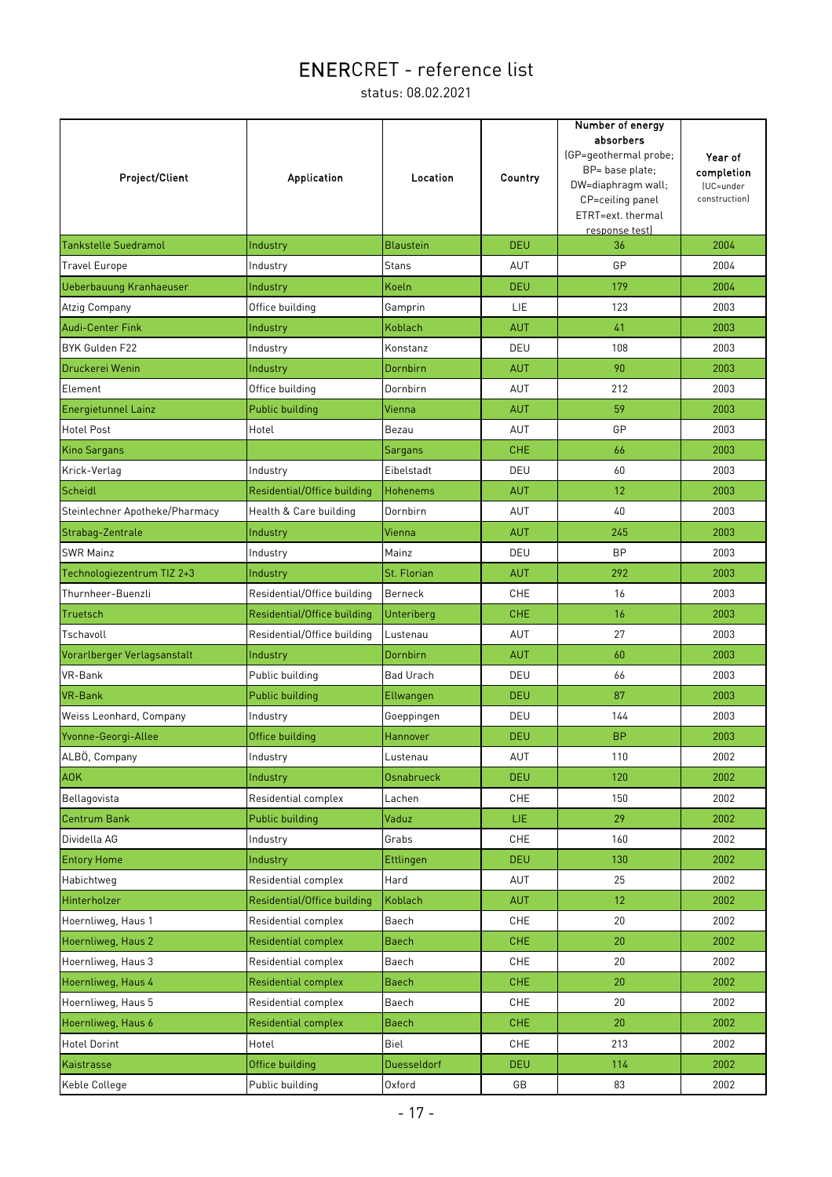# ENERCRET - reference list

status: 08.02.2021

| Project/Client | Application | Location | Country | Number of energy absorbers (GP=geothermal probe; BP= base plate; DW=diaphragm wall; CP=ceiling panel ETRT=ext. thermal response test) | Year of completion (UC=under construction) |
|---|---|---|---|---|---|
| Tankstelle Suedramol | Industry | Blaustein | DEU | 36 | 2004 |
| Travel Europe | Industry | Stans | AUT | GP | 2004 |
| Ueberbauung Kranhaeuser | Industry | Koeln | DEU | 179 | 2004 |
| Atzig Company | Office building | Gamprin | LIE | 123 | 2003 |
| Audi-Center Fink | Industry | Koblach | AUT | 41 | 2003 |
| BYK Gulden F22 | Industry | Konstanz | DEU | 108 | 2003 |
| Druckerei Wenin | Industry | Dornbirn | AUT | 90 | 2003 |
| Element | Office building | Dornbirn | AUT | 212 | 2003 |
| Energietunnel Lainz | Public building | Vienna | AUT | 59 | 2003 |
| Hotel Post | Hotel | Bezau | AUT | GP | 2003 |
| Kino Sargans | | Sargans | CHE | 66 | 2003 |
| Krick-Verlag | Industry | Eibelstadt | DEU | 60 | 2003 |
| Scheidl | Residential/Office building | Hohenems | AUT | 12 | 2003 |
| Steinlechner Apotheke/Pharmacy | Health & Care building | Dornbirn | AUT | 40 | 2003 |
| Strabag-Zentrale | Industry | Vienna | AUT | 245 | 2003 |
| SWR Mainz | Industry | Mainz | DEU | BP | 2003 |
| Technologiezentrum TIZ 2+3 | Industry | St. Florian | AUT | 292 | 2003 |
| Thurnheer-Buenzli | Residential/Office building | Berneck | CHE | 16 | 2003 |
| Truetsch | Residential/Office building | Unteriberg | CHE | 16 | 2003 |
| Tschavoll | Residential/Office building | Lustenau | AUT | 27 | 2003 |
| Vorarlberger Verlagsanstalt | Industry | Dornbirn | AUT | 60 | 2003 |
| VR-Bank | Public building | Bad Urach | DEU | 66 | 2003 |
| VR-Bank | Public building | Ellwangen | DEU | 87 | 2003 |
| Weiss Leonhard, Company | Industry | Goeppingen | DEU | 144 | 2003 |
| Yvonne-Georgi-Allee | Office building | Hannover | DEU | BP | 2003 |
| ALBÖ, Company | Industry | Lustenau | AUT | 110 | 2002 |
| AOK | Industry | Osnabrueck | DEU | 120 | 2002 |
| Bellagovista | Residential complex | Lachen | CHE | 150 | 2002 |
| Centrum Bank | Public building | Vaduz | LIE | 29 | 2002 |
| Dividella AG | Industry | Grabs | CHE | 160 | 2002 |
| Entory Home | Industry | Ettlingen | DEU | 130 | 2002 |
| Habichtweg | Residential complex | Hard | AUT | 25 | 2002 |
| Hinterholzer | Residential/Office building | Koblach | AUT | 12 | 2002 |
| Hoernliweg, Haus 1 | Residential complex | Baech | CHE | 20 | 2002 |
| Hoernliweg, Haus 2 | Residential complex | Baech | CHE | 20 | 2002 |
| Hoernliweg, Haus 3 | Residential complex | Baech | CHE | 20 | 2002 |
| Hoernliweg, Haus 4 | Residential complex | Baech | CHE | 20 | 2002 |
| Hoernliweg, Haus 5 | Residential complex | Baech | CHE | 20 | 2002 |
| Hoernliweg, Haus 6 | Residential complex | Baech | CHE | 20 | 2002 |
| Hotel Dorint | Hotel | Biel | CHE | 213 | 2002 |
| Kaistrasse | Office building | Duesseldorf | DEU | 114 | 2002 |
| Keble College | Public building | Oxford | GB | 83 | 2002 |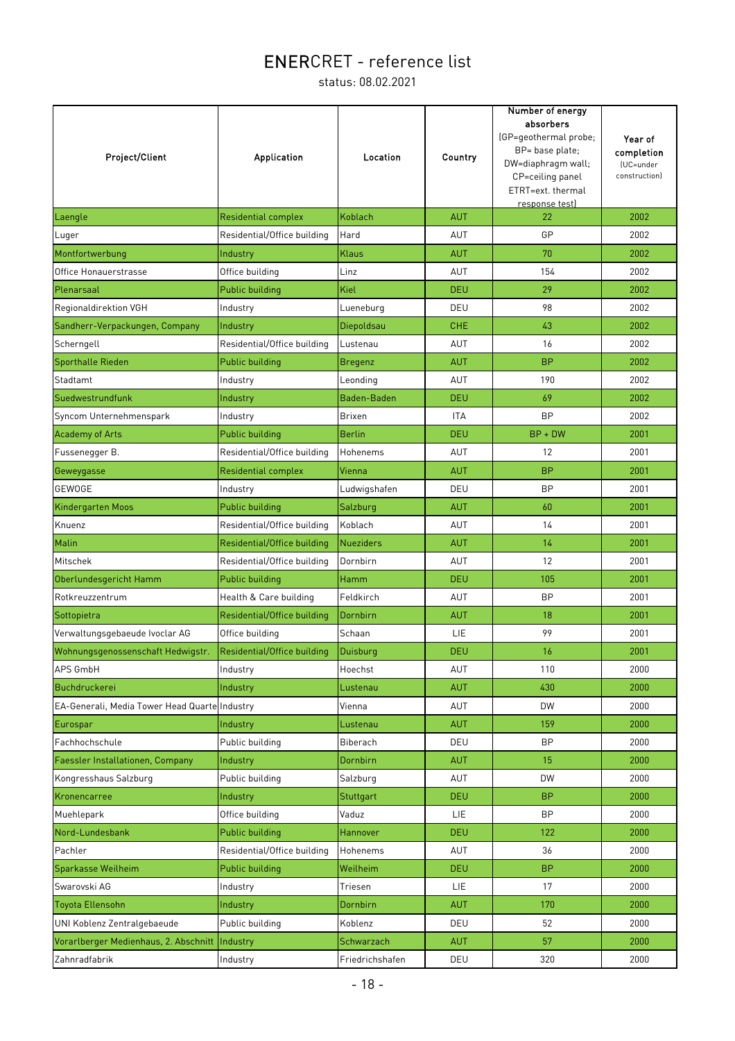# ENERCRET - reference list

status: 08.02.2021

| Project/Client | Application | Location | Country | Number of energy absorbers (GP=geothermal probe; BP= base plate; DW=diaphragm wall; CP=ceiling panel ETRT=ext. thermal response test) | Year of completion (UC=under construction) |
|---|---|---|---|---|---|
| Laengle | Residential complex | Koblach | AUT | 22 | 2002 |
| Luger | Residential/Office building | Hard | AUT | GP | 2002 |
| Montfortwerbung | Industry | Klaus | AUT | 70 | 2002 |
| Office Honauerstrasse | Office building | Linz | AUT | 154 | 2002 |
| Plenarsaal | Public building | Kiel | DEU | 29 | 2002 |
| Regionaldirektion VGH | Industry | Lueneburg | DEU | 98 | 2002 |
| Sandherr-Verpackungen, Company | Industry | Diepoldsau | CHE | 43 | 2002 |
| Scherngell | Residential/Office building | Lustenau | AUT | 16 | 2002 |
| Sporthalle Rieden | Public building | Bregenz | AUT | BP | 2002 |
| Stadtamt | Industry | Leonding | AUT | 190 | 2002 |
| Suedwestrundfunk | Industry | Baden-Baden | DEU | 69 | 2002 |
| Syncom Unternehmenspark | Industry | Brixen | ITA | BP | 2002 |
| Academy of Arts | Public building | Berlin | DEU | BP + DW | 2001 |
| Fussenegger B. | Residential/Office building | Hohenems | AUT | 12 | 2001 |
| Geweygasse | Residential complex | Vienna | AUT | BP | 2001 |
| GEWOGE | Industry | Ludwigshafen | DEU | BP | 2001 |
| Kindergarten Moos | Public building | Salzburg | AUT | 60 | 2001 |
| Knuenz | Residential/Office building | Koblach | AUT | 14 | 2001 |
| Malin | Residential/Office building | Nueziders | AUT | 14 | 2001 |
| Mitschek | Residential/Office building | Dornbirn | AUT | 12 | 2001 |
| Oberlundesgericht Hamm | Public building | Hamm | DEU | 105 | 2001 |
| Rotkreuzzentrum | Health & Care building | Feldkirch | AUT | BP | 2001 |
| Sottopietra | Residential/Office building | Dornbirn | AUT | 18 | 2001 |
| Verwaltungsgebaeude Ivoclar AG | Office building | Schaan | LIE | 99 | 2001 |
| Wohnungsgenossenschaft Hedwigstr. | Residential/Office building | Duisburg | DEU | 16 | 2001 |
| APS GmbH | Industry | Hoechst | AUT | 110 | 2000 |
| Buchdruckerei | Industry | Lustenau | AUT | 430 | 2000 |
| EA-Generali, Media Tower Head Quarte | Industry | Vienna | AUT | DW | 2000 |
| Eurospar | Industry | Lustenau | AUT | 159 | 2000 |
| Fachhochschule | Public building | Biberach | DEU | BP | 2000 |
| Faessler Installationen, Company | Industry | Dornbirn | AUT | 15 | 2000 |
| Kongresshaus Salzburg | Public building | Salzburg | AUT | DW | 2000 |
| Kronencarree | Industry | Stuttgart | DEU | BP | 2000 |
| Muehlepark | Office building | Vaduz | LIE | BP | 2000 |
| Nord-Lundesbank | Public building | Hannover | DEU | 122 | 2000 |
| Pachler | Residential/Office building | Hohenems | AUT | 36 | 2000 |
| Sparkasse Weilheim | Public building | Weilheim | DEU | BP | 2000 |
| Swarovski AG | Industry | Triesen | LIE | 17 | 2000 |
| Toyota Ellensohn | Industry | Dornbirn | AUT | 170 | 2000 |
| UNI Koblenz Zentralgebaeude | Public building | Koblenz | DEU | 52 | 2000 |
| Vorarlberger Medienhaus, 2. Abschnitt | Industry | Schwarzach | AUT | 57 | 2000 |
| Zahnradfabrik | Industry | Friedrichshafen | DEU | 320 | 2000 |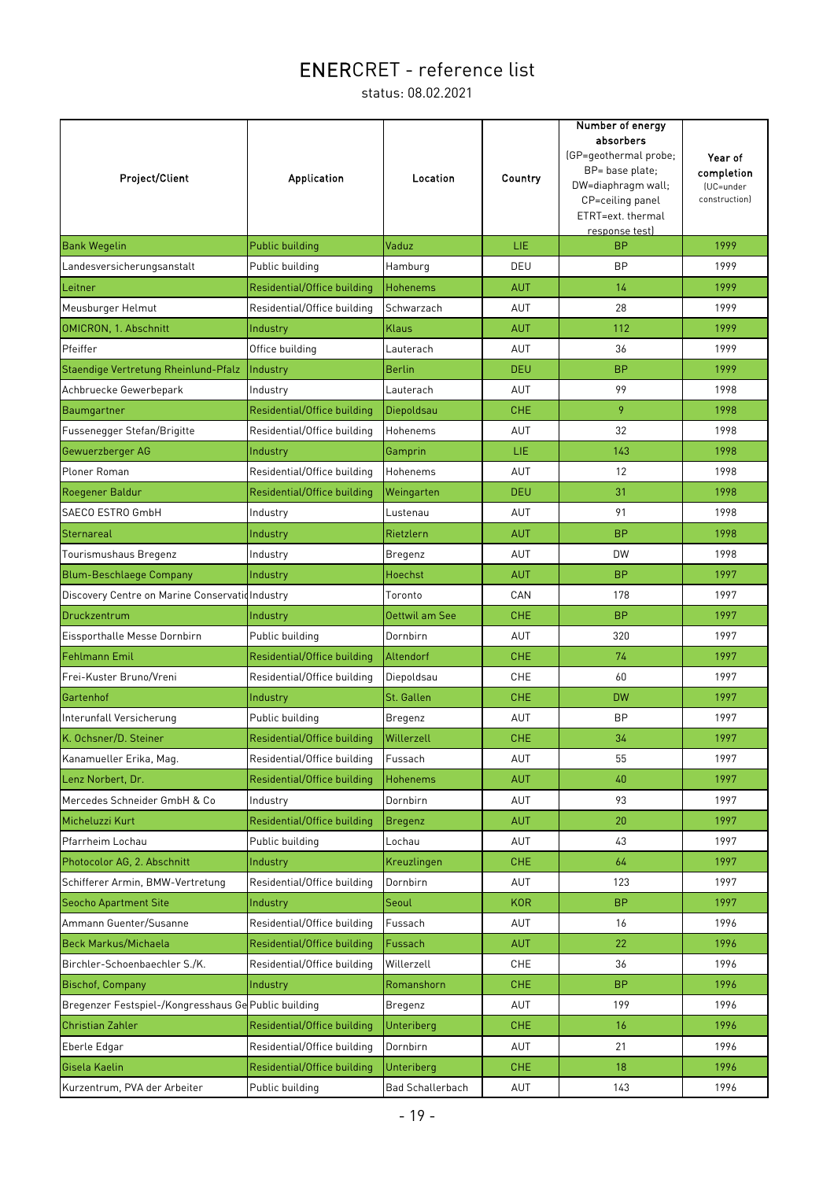# ENERCRET - reference list

status: 08.02.2021

| Project/Client | Application | Location | Country | Number of energy absorbers (GP=geothermal probe; BP= base plate; DW=diaphragm wall; CP=ceiling panel ETRT=ext. thermal response test) | Year of completion (UC=under construction) |
|---|---|---|---|---|---|
| Bank Wegelin | Public building | Vaduz | LIE | BP | 1999 |
| Landesversicherungsanstalt | Public building | Hamburg | DEU | BP | 1999 |
| Leitner | Residential/Office building | Hohenems | AUT | 14 | 1999 |
| Meusburger Helmut | Residential/Office building | Schwarzach | AUT | 28 | 1999 |
| OMICRON, 1. Abschnitt | Industry | Klaus | AUT | 112 | 1999 |
| Pfeiffer | Office building | Lauterach | AUT | 36 | 1999 |
| Staendige Vertretung Rheinlund-Pfalz | Industry | Berlin | DEU | BP | 1999 |
| Achbruecke Gewerbepark | Industry | Lauterach | AUT | 99 | 1998 |
| Baumgartner | Residential/Office building | Diepoldsau | CHE | 9 | 1998 |
| Fussenegger Stefan/Brigitte | Residential/Office building | Hohenems | AUT | 32 | 1998 |
| Gewuerzberger AG | Industry | Gamprin | LIE | 143 | 1998 |
| Ploner Roman | Residential/Office building | Hohenems | AUT | 12 | 1998 |
| Roegener Baldur | Residential/Office building | Weingarten | DEU | 31 | 1998 |
| SAECO ESTRO GmbH | Industry | Lustenau | AUT | 91 | 1998 |
| Sternareal | Industry | Rietzlern | AUT | BP | 1998 |
| Tourismushaus Bregenz | Industry | Bregenz | AUT | DW | 1998 |
| Blum-Beschlaege Company | Industry | Hoechst | AUT | BP | 1997 |
| Discovery Centre on Marine Conservatio | Industry | Toronto | CAN | 178 | 1997 |
| Druckzentrum | Industry | Oettwil am See | CHE | BP | 1997 |
| Eissporthalle Messe Dornbirn | Public building | Dornbirn | AUT | 320 | 1997 |
| Fehlmann Emil | Residential/Office building | Altendorf | CHE | 74 | 1997 |
| Frei-Kuster Bruno/Vreni | Residential/Office building | Diepoldsau | CHE | 60 | 1997 |
| Gartenhof | Industry | St. Gallen | CHE | DW | 1997 |
| Interunfall Versicherung | Public building | Bregenz | AUT | BP | 1997 |
| K. Ochsner/D. Steiner | Residential/Office building | Willerzell | CHE | 34 | 1997 |
| Kanamueller Erika, Mag. | Residential/Office building | Fussach | AUT | 55 | 1997 |
| Lenz Norbert, Dr. | Residential/Office building | Hohenems | AUT | 40 | 1997 |
| Mercedes Schneider GmbH & Co | Industry | Dornbirn | AUT | 93 | 1997 |
| Micheluzzi Kurt | Residential/Office building | Bregenz | AUT | 20 | 1997 |
| Pfarrheim Lochau | Public building | Lochau | AUT | 43 | 1997 |
| Photocolor AG, 2. Abschnitt | Industry | Kreuzlingen | CHE | 64 | 1997 |
| Schifferer Armin, BMW-Vertretung | Residential/Office building | Dornbirn | AUT | 123 | 1997 |
| Seocho Apartment Site | Industry | Seoul | KOR | BP | 1997 |
| Ammann Guenter/Susanne | Residential/Office building | Fussach | AUT | 16 | 1996 |
| Beck Markus/Michaela | Residential/Office building | Fussach | AUT | 22 | 1996 |
| Birchler-Schoenbaechler S./K. | Residential/Office building | Willerzell | CHE | 36 | 1996 |
| Bischof, Company | Industry | Romanshorn | CHE | BP | 1996 |
| Bregenzer Festspiel-/Kongresshaus Ge | Public building | Bregenz | AUT | 199 | 1996 |
| Christian Zahler | Residential/Office building | Unteriberg | CHE | 16 | 1996 |
| Eberle Edgar | Residential/Office building | Dornbirn | AUT | 21 | 1996 |
| Gisela Kaelin | Residential/Office building | Unteriberg | CHE | 18 | 1996 |
| Kurzentrum, PVA der Arbeiter | Public building | Bad Schallerbach | AUT | 143 | 1996 |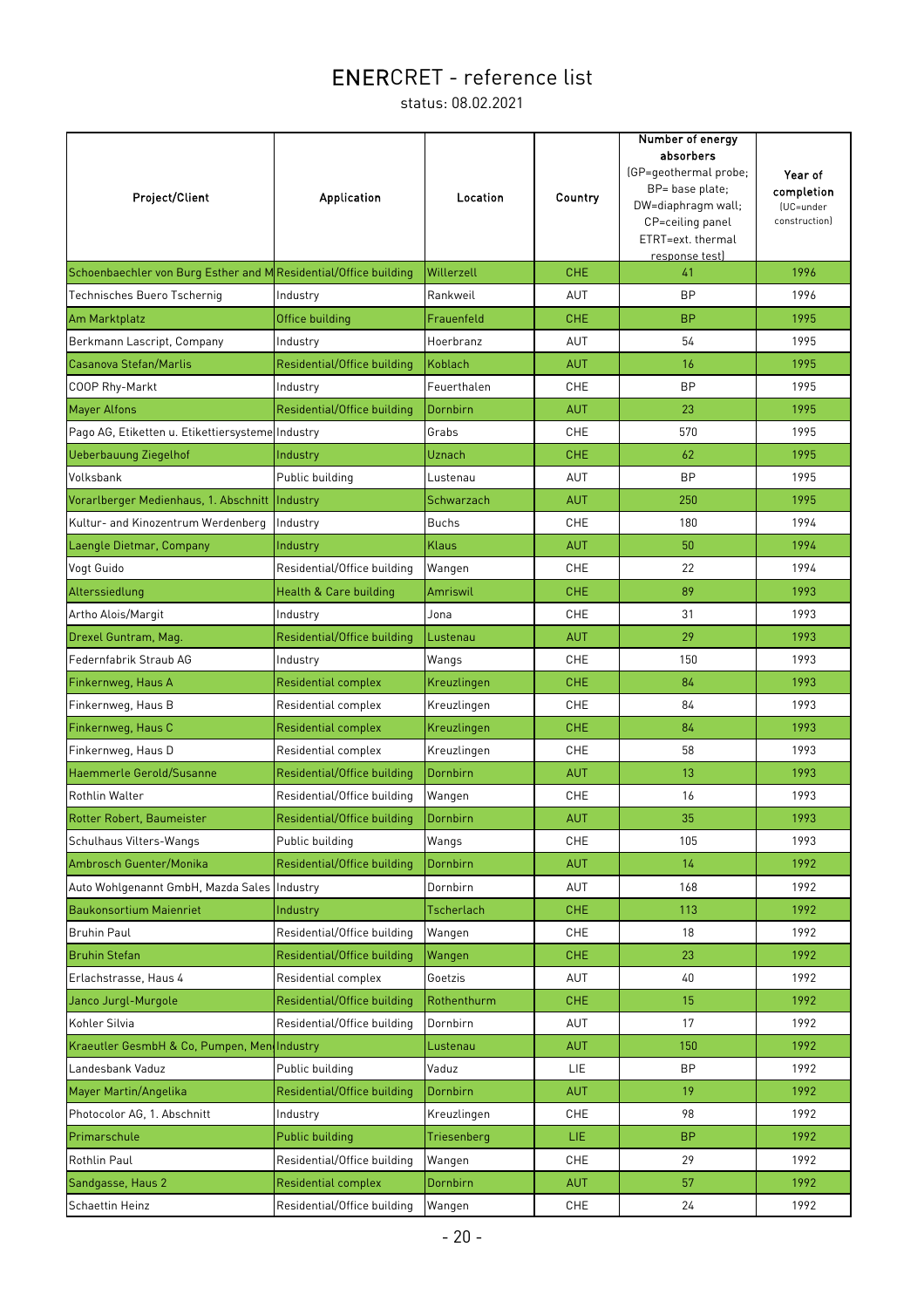# ENERCRET - reference list

status: 08.02.2021

| Project/Client | Application | Location | Country | Number of energy absorbers (GP=geothermal probe; BP= base plate; DW=diaphragm wall; CP=ceiling panel ETRT=ext. thermal response test) | Year of completion (UC=under construction) |
|---|---|---|---|---|---|
| Schoenbaechler von Burg Esther and M | Residential/Office building | Willerzell | CHE | 41 | 1996 |
| Technisches Buero Tschernig | Industry | Rankweil | AUT | BP | 1996 |
| Am Marktplatz | Office building | Frauenfeld | CHE | BP | 1995 |
| Berkmann Lascript, Company | Industry | Hoerbranz | AUT | 54 | 1995 |
| Casanova Stefan/Marlis | Residential/Office building | Koblach | AUT | 16 | 1995 |
| COOP Rhy-Markt | Industry | Feuerthalen | CHE | BP | 1995 |
| Mayer Alfons | Residential/Office building | Dornbirn | AUT | 23 | 1995 |
| Pago AG, Etiketten u. Etikettiersysteme | Industry | Grabs | CHE | 570 | 1995 |
| Ueberbauung Ziegelhof | Industry | Uznach | CHE | 62 | 1995 |
| Volksbank | Public building | Lustenau | AUT | BP | 1995 |
| Vorarlberger Medienhaus, 1. Abschnitt | Industry | Schwarzach | AUT | 250 | 1995 |
| Kultur- and Kinozentrum Werdenberg | Industry | Buchs | CHE | 180 | 1994 |
| Laengle Dietmar, Company | Industry | Klaus | AUT | 50 | 1994 |
| Vogt Guido | Residential/Office building | Wangen | CHE | 22 | 1994 |
| Alterssiedlung | Health & Care building | Amriswil | CHE | 89 | 1993 |
| Artho Alois/Margit | Industry | Jona | CHE | 31 | 1993 |
| Drexel Guntram, Mag. | Residential/Office building | Lustenau | AUT | 29 | 1993 |
| Federnfabrik Straub AG | Industry | Wangs | CHE | 150 | 1993 |
| Finkernweg, Haus A | Residential complex | Kreuzlingen | CHE | 84 | 1993 |
| Finkernweg, Haus B | Residential complex | Kreuzlingen | CHE | 84 | 1993 |
| Finkernweg, Haus C | Residential complex | Kreuzlingen | CHE | 84 | 1993 |
| Finkernweg, Haus D | Residential complex | Kreuzlingen | CHE | 58 | 1993 |
| Haemmerle Gerold/Susanne | Residential/Office building | Dornbirn | AUT | 13 | 1993 |
| Rothlin Walter | Residential/Office building | Wangen | CHE | 16 | 1993 |
| Rotter Robert, Baumeister | Residential/Office building | Dornbirn | AUT | 35 | 1993 |
| Schulhaus Vilters-Wangs | Public building | Wangs | CHE | 105 | 1993 |
| Ambrosch Guenter/Monika | Residential/Office building | Dornbirn | AUT | 14 | 1992 |
| Auto Wohlgenannt GmbH, Mazda Sales | Industry | Dornbirn | AUT | 168 | 1992 |
| Baukonsortium Maienriet | Industry | Tscherlach | CHE | 113 | 1992 |
| Bruhin Paul | Residential/Office building | Wangen | CHE | 18 | 1992 |
| Bruhin Stefan | Residential/Office building | Wangen | CHE | 23 | 1992 |
| Erlachstrasse, Haus 4 | Residential complex | Goetzis | AUT | 40 | 1992 |
| Janco Jurgl-Murgole | Residential/Office building | Rothenthurm | CHE | 15 | 1992 |
| Kohler Silvia | Residential/Office building | Dornbirn | AUT | 17 | 1992 |
| Kraeutler GesmbH & Co, Pumpen, Men | Industry | Lustenau | AUT | 150 | 1992 |
| Landesbank Vaduz | Public building | Vaduz | LIE | BP | 1992 |
| Mayer Martin/Angelika | Residential/Office building | Dornbirn | AUT | 19 | 1992 |
| Photocolor AG, 1. Abschnitt | Industry | Kreuzlingen | CHE | 98 | 1992 |
| Primarschule | Public building | Triesenberg | LIE | BP | 1992 |
| Rothlin Paul | Residential/Office building | Wangen | CHE | 29 | 1992 |
| Sandgasse, Haus 2 | Residential complex | Dornbirn | AUT | 57 | 1992 |
| Schaettin Heinz | Residential/Office building | Wangen | CHE | 24 | 1992 |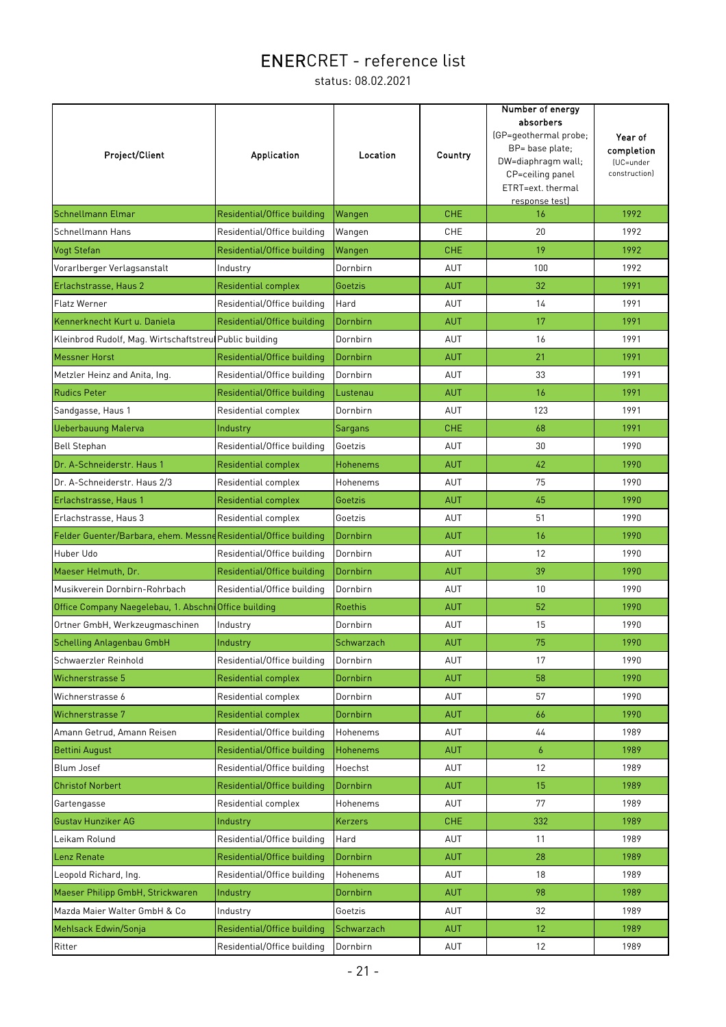# ENERCRET - reference list

status: 08.02.2021

| Project/Client | Application | Location | Country | Number of energy absorbers (GP=geothermal probe; BP= base plate; DW=diaphragm wall; CP=ceiling panel ETRT=ext. thermal response test) | Year of completion (UC=under construction) |
|---|---|---|---|---|---|
| Schnellmann Elmar | Residential/Office building | Wangen | CHE | 16 | 1992 |
| Schnellmann Hans | Residential/Office building | Wangen | CHE | 20 | 1992 |
| Vogt Stefan | Residential/Office building | Wangen | CHE | 19 | 1992 |
| Vorarlberger Verlagsanstalt | Industry | Dornbirn | AUT | 100 | 1992 |
| Erlachstrasse, Haus 2 | Residential complex | Goetzis | AUT | 32 | 1991 |
| Flatz Werner | Residential/Office building | Hard | AUT | 14 | 1991 |
| Kennerknecht Kurt u. Daniela | Residential/Office building | Dornbirn | AUT | 17 | 1991 |
| Kleinbrod Rudolf, Mag. Wirtschaftstreu | Public building | Dornbirn | AUT | 16 | 1991 |
| Messner Horst | Residential/Office building | Dornbirn | AUT | 21 | 1991 |
| Metzler Heinz and Anita, Ing. | Residential/Office building | Dornbirn | AUT | 33 | 1991 |
| Rudics Peter | Residential/Office building | Lustenau | AUT | 16 | 1991 |
| Sandgasse, Haus 1 | Residential complex | Dornbirn | AUT | 123 | 1991 |
| Ueberbauung Malerva | Industry | Sargans | CHE | 68 | 1991 |
| Bell Stephan | Residential/Office building | Goetzis | AUT | 30 | 1990 |
| Dr. A-Schneiderstr. Haus 1 | Residential complex | Hohenems | AUT | 42 | 1990 |
| Dr. A-Schneiderstr. Haus 2/3 | Residential complex | Hohenems | AUT | 75 | 1990 |
| Erlachstrasse, Haus 1 | Residential complex | Goetzis | AUT | 45 | 1990 |
| Erlachstrasse, Haus 3 | Residential complex | Goetzis | AUT | 51 | 1990 |
| Felder Guenter/Barbara, ehem. Messne | Residential/Office building | Dornbirn | AUT | 16 | 1990 |
| Huber Udo | Residential/Office building | Dornbirn | AUT | 12 | 1990 |
| Maeser Helmuth, Dr. | Residential/Office building | Dornbirn | AUT | 39 | 1990 |
| Musikverein Dornbirn-Rohrbach | Residential/Office building | Dornbirn | AUT | 10 | 1990 |
| Office Company Naegelebau, 1. Abschni | Office building | Roethis | AUT | 52 | 1990 |
| Ortner GmbH, Werkzeugmaschinen | Industry | Dornbirn | AUT | 15 | 1990 |
| Schelling Anlagenbau GmbH | Industry | Schwarzach | AUT | 75 | 1990 |
| Schwaerzler Reinhold | Residential/Office building | Dornbirn | AUT | 17 | 1990 |
| Wichnerstrasse 5 | Residential complex | Dornbirn | AUT | 58 | 1990 |
| Wichnerstrasse 6 | Residential complex | Dornbirn | AUT | 57 | 1990 |
| Wichnerstrasse 7 | Residential complex | Dornbirn | AUT | 66 | 1990 |
| Amann Getrud, Amann Reisen | Residential/Office building | Hohenems | AUT | 44 | 1989 |
| Bettini August | Residential/Office building | Hohenems | AUT | 6 | 1989 |
| Blum Josef | Residential/Office building | Hoechst | AUT | 12 | 1989 |
| Christof Norbert | Residential/Office building | Dornbirn | AUT | 15 | 1989 |
| Gartengasse | Residential complex | Hohenems | AUT | 77 | 1989 |
| Gustav Hunziker AG | Industry | Kerzers | CHE | 332 | 1989 |
| Leikam Rolund | Residential/Office building | Hard | AUT | 11 | 1989 |
| Lenz Renate | Residential/Office building | Dornbirn | AUT | 28 | 1989 |
| Leopold Richard, Ing. | Residential/Office building | Hohenems | AUT | 18 | 1989 |
| Maeser Philipp GmbH, Strickwaren | Industry | Dornbirn | AUT | 98 | 1989 |
| Mazda Maier Walter GmbH & Co | Industry | Goetzis | AUT | 32 | 1989 |
| Mehlsack Edwin/Sonja | Residential/Office building | Schwarzach | AUT | 12 | 1989 |
| Ritter | Residential/Office building | Dornbirn | AUT | 12 | 1989 |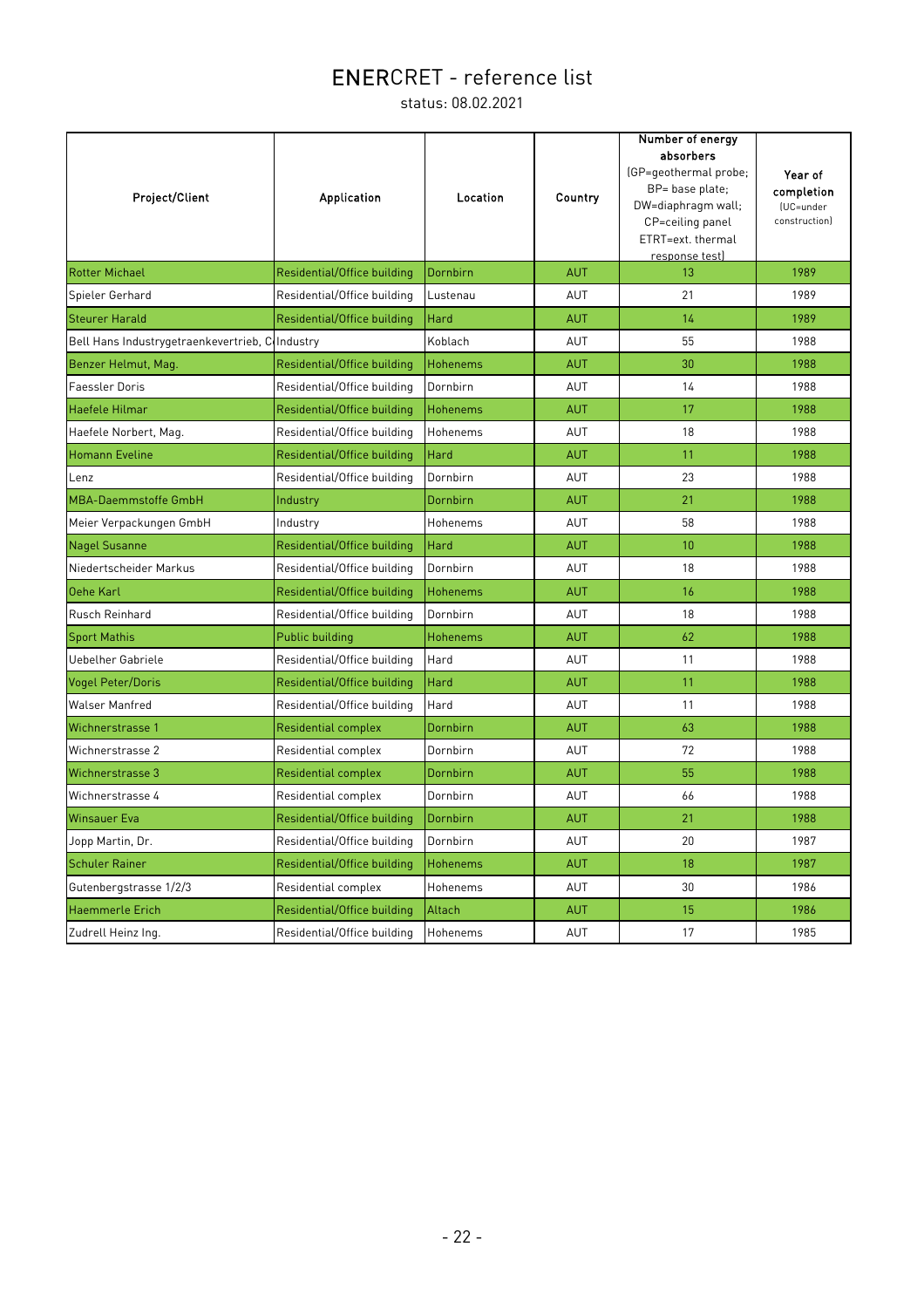# ENERCRET - reference list

status: 08.02.2021

| Project/Client | Application | Location | Country | Number of energy absorbers (GP=geothermal probe; BP= base plate; DW=diaphragm wall; CP=ceiling panel ETRT=ext. thermal response test) | Year of completion (UC=under construction) |
|---|---|---|---|---|---|
| Rotter Michael | Residential/Office building | Dornbirn | AUT | 13 | 1989 |
| Spieler Gerhard | Residential/Office building | Lustenau | AUT | 21 | 1989 |
| Steurer Harald | Residential/Office building | Hard | AUT | 14 | 1989 |
| Bell Hans Industrygetraenkevertrieb, C | Industry | Koblach | AUT | 55 | 1988 |
| Benzer Helmut, Mag. | Residential/Office building | Hohenems | AUT | 30 | 1988 |
| Faessler Doris | Residential/Office building | Dornbirn | AUT | 14 | 1988 |
| Haefele Hilmar | Residential/Office building | Hohenems | AUT | 17 | 1988 |
| Haefele Norbert, Mag. | Residential/Office building | Hohenems | AUT | 18 | 1988 |
| Homann Eveline | Residential/Office building | Hard | AUT | 11 | 1988 |
| Lenz | Residential/Office building | Dornbirn | AUT | 23 | 1988 |
| MBA-Daemmstoffe GmbH | Industry | Dornbirn | AUT | 21 | 1988 |
| Meier Verpackungen GmbH | Industry | Hohenems | AUT | 58 | 1988 |
| Nagel Susanne | Residential/Office building | Hard | AUT | 10 | 1988 |
| Niedertscheider Markus | Residential/Office building | Dornbirn | AUT | 18 | 1988 |
| Oehe Karl | Residential/Office building | Hohenems | AUT | 16 | 1988 |
| Rusch Reinhard | Residential/Office building | Dornbirn | AUT | 18 | 1988 |
| Sport Mathis | Public building | Hohenems | AUT | 62 | 1988 |
| Uebelher Gabriele | Residential/Office building | Hard | AUT | 11 | 1988 |
| Vogel Peter/Doris | Residential/Office building | Hard | AUT | 11 | 1988 |
| Walser Manfred | Residential/Office building | Hard | AUT | 11 | 1988 |
| Wichnerstrasse 1 | Residential complex | Dornbirn | AUT | 63 | 1988 |
| Wichnerstrasse 2 | Residential complex | Dornbirn | AUT | 72 | 1988 |
| Wichnerstrasse 3 | Residential complex | Dornbirn | AUT | 55 | 1988 |
| Wichnerstrasse 4 | Residential complex | Dornbirn | AUT | 66 | 1988 |
| Winsauer Eva | Residential/Office building | Dornbirn | AUT | 21 | 1988 |
| Jopp Martin, Dr. | Residential/Office building | Dornbirn | AUT | 20 | 1987 |
| Schuler Rainer | Residential/Office building | Hohenems | AUT | 18 | 1987 |
| Gutenbergstrasse 1/2/3 | Residential complex | Hohenems | AUT | 30 | 1986 |
| Haemmerle Erich | Residential/Office building | Altach | AUT | 15 | 1986 |
| Zudrell Heinz Ing. | Residential/Office building | Hohenems | AUT | 17 | 1985 |